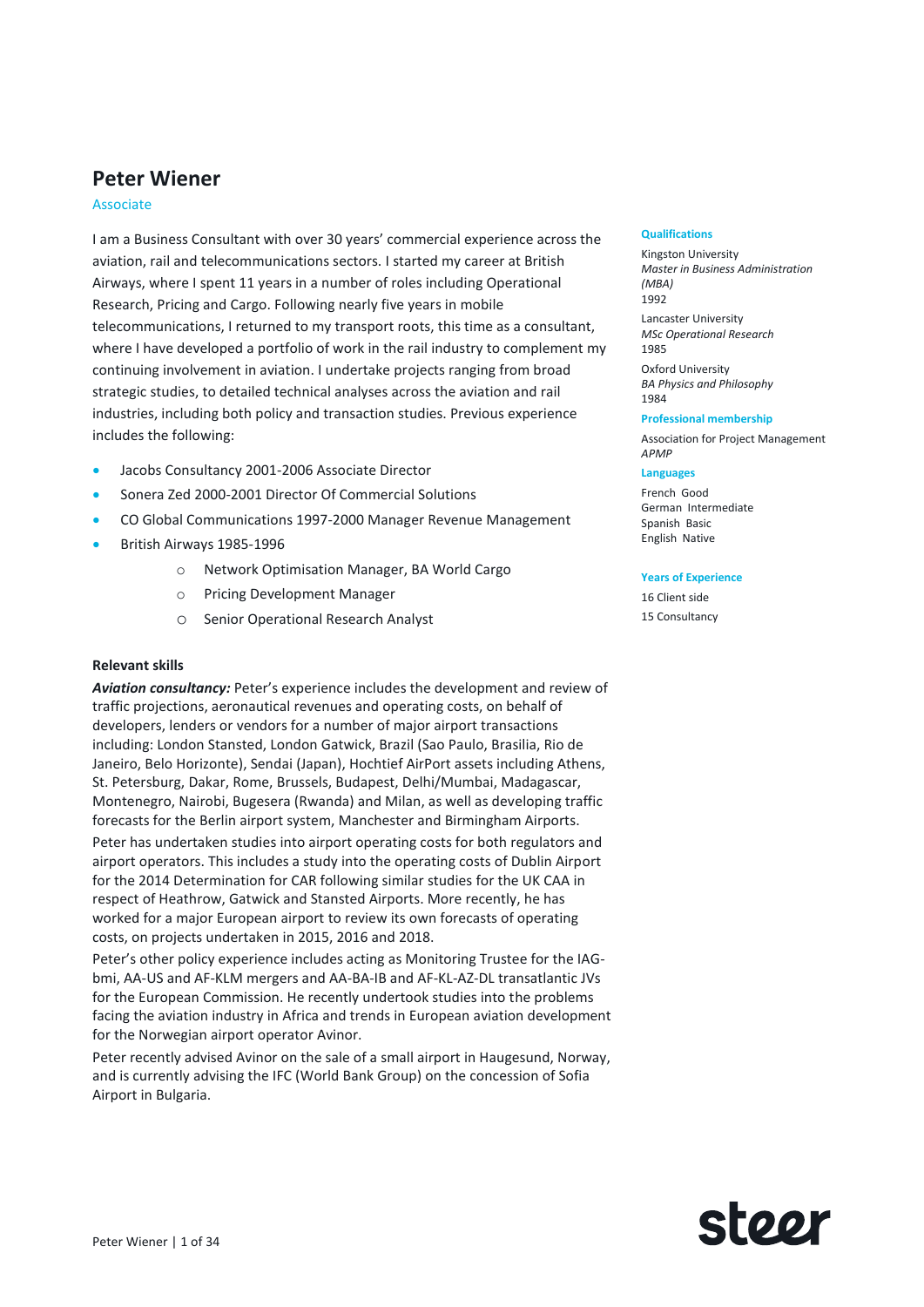# Peter Wiener

Associate

I am a Business Consultant with over 30 years' commercial experience across the aviation, rail and telecommunications sectors. I started my career at British Airways, where I spent 11 years in a number of roles including Operational Research, Pricing and Cargo. Following nearly five years in mobile telecommunications, I returned to my transport roots, this time as a consultant, where I have developed a portfolio of work in the rail industry to complement my continuing involvement in aviation. I undertake projects ranging from broad strategic studies, to detailed technical analyses across the aviation and rail industries, including both policy and transaction studies. Previous experience includes the following:

- Jacobs Consultancy 2001-2006 Associate Director
- Sonera Zed 2000-2001 Director Of Commercial Solutions
- CO Global Communications 1997-2000 Manager Revenue Management
- British Airways 1985-1996
  - Network Optimisation Manager, BA World Cargo
  - Pricing Development Manager
  - Senior Operational Research Analyst

### Relevant skills

***Aviation consultancy:*** Peter's experience includes the development and review of traffic projections, aeronautical revenues and operating costs, on behalf of developers, lenders or vendors for a number of major airport transactions including: London Stansted, London Gatwick, Brazil (Sao Paulo, Brasilia, Rio de Janeiro, Belo Horizonte), Sendai (Japan), Hochtief AirPort assets including Athens, St. Petersburg, Dakar, Rome, Brussels, Budapest, Delhi/Mumbai, Madagascar, Montenegro, Nairobi, Bugesera (Rwanda) and Milan, as well as developing traffic forecasts for the Berlin airport system, Manchester and Birmingham Airports.

Peter has undertaken studies into airport operating costs for both regulators and airport operators. This includes a study into the operating costs of Dublin Airport for the 2014 Determination for CAR following similar studies for the UK CAA in respect of Heathrow, Gatwick and Stansted Airports. More recently, he has worked for a major European airport to review its own forecasts of operating costs, on projects undertaken in 2015, 2016 and 2018.

Peter's other policy experience includes acting as Monitoring Trustee for the IAG-bmi, AA-US and AF-KLM mergers and AA-BA-IB and AF-KL-AZ-DL transatlantic JVs for the European Commission. He recently undertook studies into the problems facing the aviation industry in Africa and trends in European aviation development for the Norwegian airport operator Avinor.

Peter recently advised Avinor on the sale of a small airport in Haugesund, Norway, and is currently advising the IFC (World Bank Group) on the concession of Sofia Airport in Bulgaria.

#### Qualifications

Kingston University
*Master in Business Administration (MBA)*
1992

Lancaster University
*MSc Operational Research*
1985

Oxford University
*BA Physics and Philosophy*
1984

#### Professional membership

Association for Project Management
*APMP*

#### Languages

French Good
German Intermediate
Spanish Basic
English Native

#### Years of Experience

16 Client side
15 Consultancy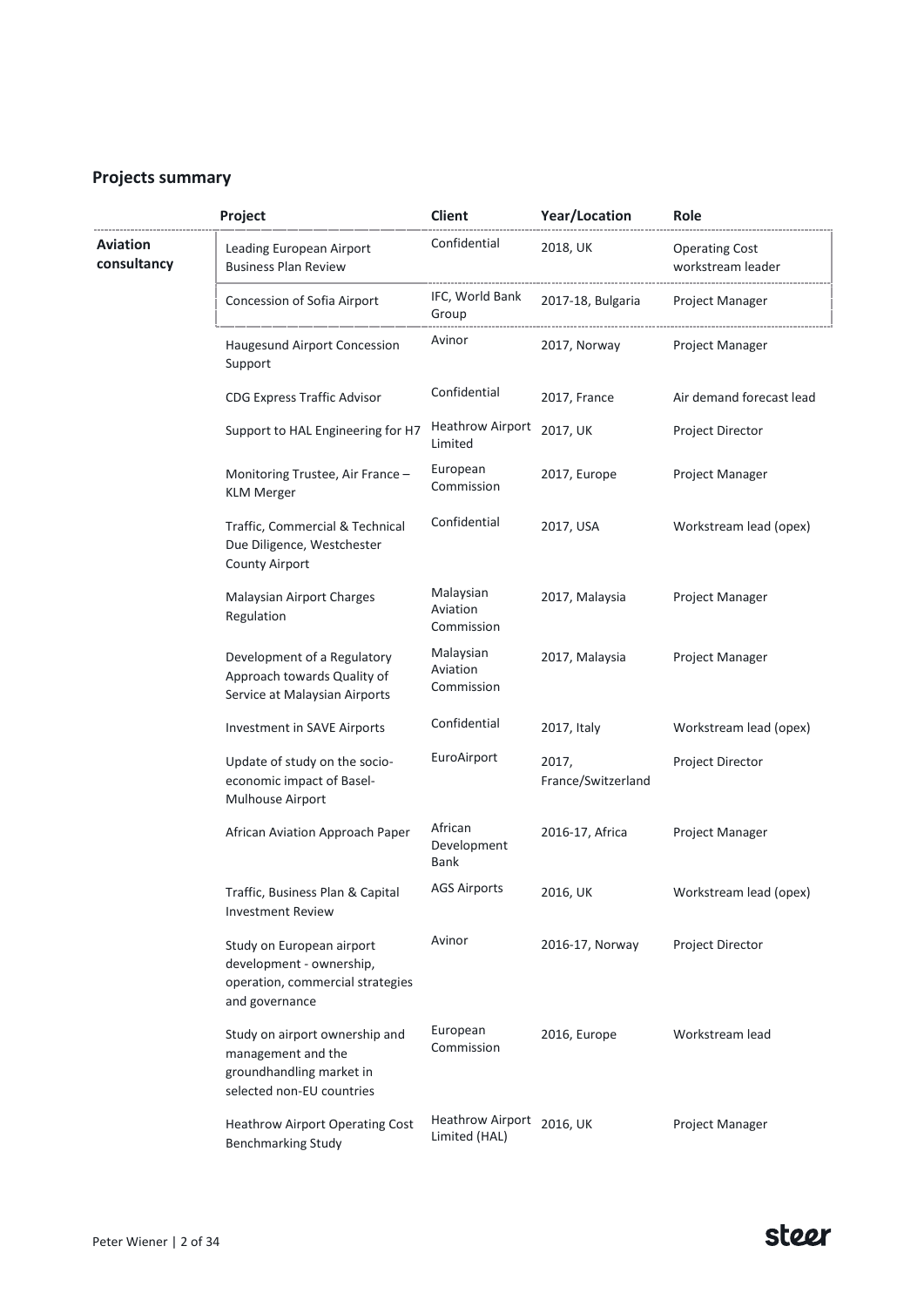## Projects summary

| | Project | Client | Year/Location | Role |
|---|---|---|---|---|
| **Aviation consultancy** | Leading European Airport Business Plan Review | Confidential | 2018, UK | Operating Cost workstream leader |
| | Concession of Sofia Airport | IFC, World Bank Group | 2017-18, Bulgaria | Project Manager |
| | Haugesund Airport Concession Support | Avinor | 2017, Norway | Project Manager |
| | CDG Express Traffic Advisor | Confidential | 2017, France | Air demand forecast lead |
| | Support to HAL Engineering for H7 | Heathrow Airport Limited | 2017, UK | Project Director |
| | Monitoring Trustee, Air France – KLM Merger | European Commission | 2017, Europe | Project Manager |
| | Traffic, Commercial & Technical Due Diligence, Westchester County Airport | Confidential | 2017, USA | Workstream lead (opex) |
| | Malaysian Airport Charges Regulation | Malaysian Aviation Commission | 2017, Malaysia | Project Manager |
| | Development of a Regulatory Approach towards Quality of Service at Malaysian Airports | Malaysian Aviation Commission | 2017, Malaysia | Project Manager |
| | Investment in SAVE Airports | Confidential | 2017, Italy | Workstream lead (opex) |
| | Update of study on the socio-economic impact of Basel-Mulhouse Airport | EuroAirport | 2017, France/Switzerland | Project Director |
| | African Aviation Approach Paper | African Development Bank | 2016-17, Africa | Project Manager |
| | Traffic, Business Plan & Capital Investment Review | AGS Airports | 2016, UK | Workstream lead (opex) |
| | Study on European airport development - ownership, operation, commercial strategies and governance | Avinor | 2016-17, Norway | Project Director |
| | Study on airport ownership and management and the groundhandling market in selected non-EU countries | European Commission | 2016, Europe | Workstream lead |
| | Heathrow Airport Operating Cost Benchmarking Study | Heathrow Airport Limited (HAL) | 2016, UK | Project Manager |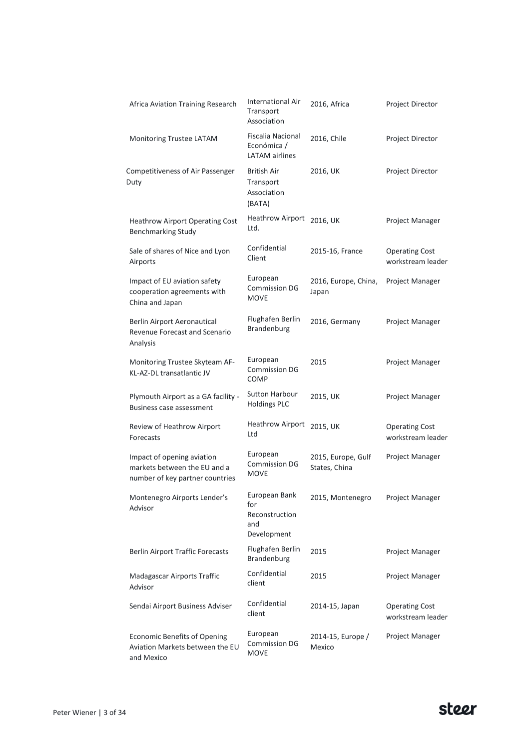| | | | |
|---|---|---|---|
| Africa Aviation Training Research | International Air Transport Association | 2016, Africa | Project Director |
| Monitoring Trustee LATAM | Fiscalia Nacional Económica / LATAM airlines | 2016, Chile | Project Director |
| Competitiveness of Air Passenger Duty | British Air Transport Association (BATA) | 2016, UK | Project Director |
| Heathrow Airport Operating Cost Benchmarking Study | Heathrow Airport Ltd. | 2016, UK | Project Manager |
| Sale of shares of Nice and Lyon Airports | Confidential Client | 2015-16, France | Operating Cost workstream leader |
| Impact of EU aviation safety cooperation agreements with China and Japan | European Commission DG MOVE | 2016, Europe, China, Japan | Project Manager |
| Berlin Airport Aeronautical Revenue Forecast and Scenario Analysis | Flughafen Berlin Brandenburg | 2016, Germany | Project Manager |
| Monitoring Trustee Skyteam AF-KL-AZ-DL transatlantic JV | European Commission DG COMP | 2015 | Project Manager |
| Plymouth Airport as a GA facility - Business case assessment | Sutton Harbour Holdings PLC | 2015, UK | Project Manager |
| Review of Heathrow Airport Forecasts | Heathrow Airport Ltd | 2015, UK | Operating Cost workstream leader |
| Impact of opening aviation markets between the EU and a number of key partner countries | European Commission DG MOVE | 2015, Europe, Gulf States, China | Project Manager |
| Montenegro Airports Lender's Advisor | European Bank for Reconstruction and Development | 2015, Montenegro | Project Manager |
| Berlin Airport Traffic Forecasts | Flughafen Berlin Brandenburg | 2015 | Project Manager |
| Madagascar Airports Traffic Advisor | Confidential client | 2015 | Project Manager |
| Sendai Airport Business Adviser | Confidential client | 2014-15, Japan | Operating Cost workstream leader |
| Economic Benefits of Opening Aviation Markets between the EU and Mexico | European Commission DG MOVE | 2014-15, Europe / Mexico | Project Manager |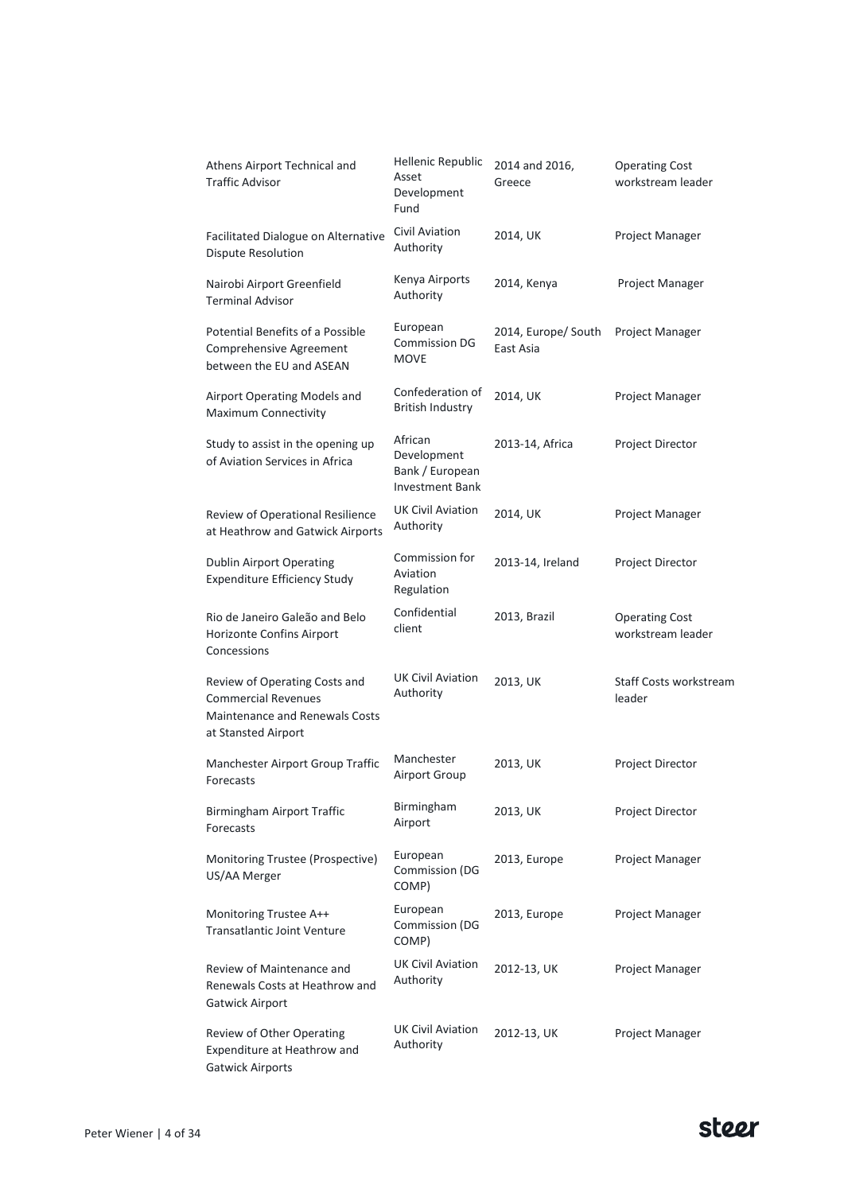| | | | |
|---|---|---|---|
| Athens Airport Technical and Traffic Advisor | Hellenic Republic Asset Development Fund | 2014 and 2016, Greece | Operating Cost workstream leader |
| Facilitated Dialogue on Alternative Dispute Resolution | Civil Aviation Authority | 2014, UK | Project Manager |
| Nairobi Airport Greenfield Terminal Advisor | Kenya Airports Authority | 2014, Kenya | Project Manager |
| Potential Benefits of a Possible Comprehensive Agreement between the EU and ASEAN | European Commission DG MOVE | 2014, Europe/ South East Asia | Project Manager |
| Airport Operating Models and Maximum Connectivity | Confederation of British Industry | 2014, UK | Project Manager |
| Study to assist in the opening up of Aviation Services in Africa | African Development Bank / European Investment Bank | 2013-14, Africa | Project Director |
| Review of Operational Resilience at Heathrow and Gatwick Airports | UK Civil Aviation Authority | 2014, UK | Project Manager |
| Dublin Airport Operating Expenditure Efficiency Study | Commission for Aviation Regulation | 2013-14, Ireland | Project Director |
| Rio de Janeiro Galeão and Belo Horizonte Confins Airport Concessions | Confidential client | 2013, Brazil | Operating Cost workstream leader |
| Review of Operating Costs and Commercial Revenues Maintenance and Renewals Costs at Stansted Airport | UK Civil Aviation Authority | 2013, UK | Staff Costs workstream leader |
| Manchester Airport Group Traffic Forecasts | Manchester Airport Group | 2013, UK | Project Director |
| Birmingham Airport Traffic Forecasts | Birmingham Airport | 2013, UK | Project Director |
| Monitoring Trustee (Prospective) US/AA Merger | European Commission (DG COMP) | 2013, Europe | Project Manager |
| Monitoring Trustee A++ Transatlantic Joint Venture | European Commission (DG COMP) | 2013, Europe | Project Manager |
| Review of Maintenance and Renewals Costs at Heathrow and Gatwick Airport | UK Civil Aviation Authority | 2012-13, UK | Project Manager |
| Review of Other Operating Expenditure at Heathrow and Gatwick Airports | UK Civil Aviation Authority | 2012-13, UK | Project Manager |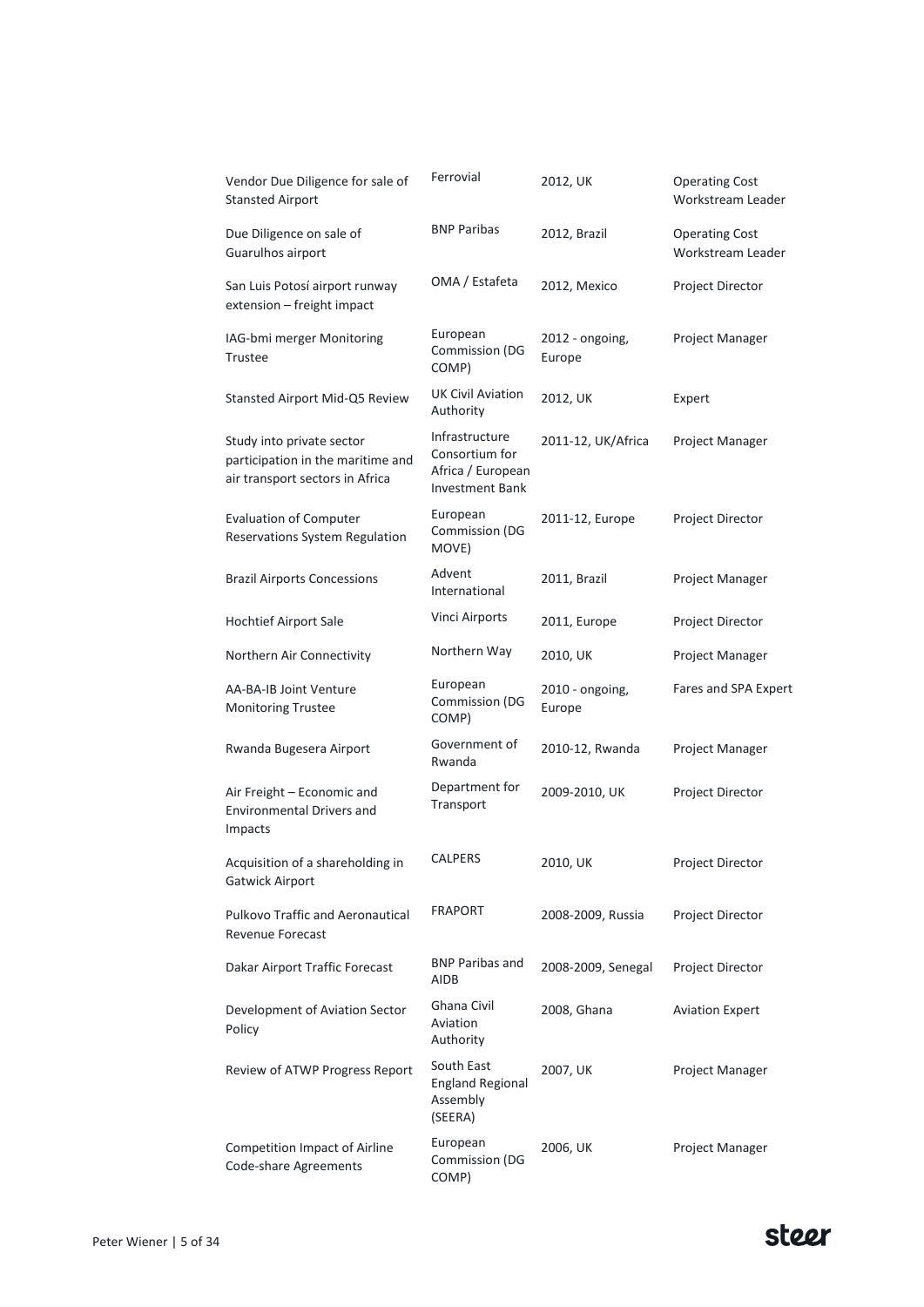| | | | |
|---|---|---|---|
| Vendor Due Diligence for sale of Stansted Airport | Ferrovial | 2012, UK | Operating Cost Workstream Leader |
| Due Diligence on sale of Guarulhos airport | BNP Paribas | 2012, Brazil | Operating Cost Workstream Leader |
| San Luis Potosí airport runway extension – freight impact | OMA / Estafeta | 2012, Mexico | Project Director |
| IAG-bmi merger Monitoring Trustee | European Commission (DG COMP) | 2012 - ongoing, Europe | Project Manager |
| Stansted Airport Mid-Q5 Review | UK Civil Aviation Authority | 2012, UK | Expert |
| Study into private sector participation in the maritime and air transport sectors in Africa | Infrastructure Consortium for Africa / European Investment Bank | 2011-12, UK/Africa | Project Manager |
| Evaluation of Computer Reservations System Regulation | European Commission (DG MOVE) | 2011-12, Europe | Project Director |
| Brazil Airports Concessions | Advent International | 2011, Brazil | Project Manager |
| Hochtief Airport Sale | Vinci Airports | 2011, Europe | Project Director |
| Northern Air Connectivity | Northern Way | 2010, UK | Project Manager |
| AA-BA-IB Joint Venture Monitoring Trustee | European Commission (DG COMP) | 2010 - ongoing, Europe | Fares and SPA Expert |
| Rwanda Bugesera Airport | Government of Rwanda | 2010-12, Rwanda | Project Manager |
| Air Freight – Economic and Environmental Drivers and Impacts | Department for Transport | 2009-2010, UK | Project Director |
| Acquisition of a shareholding in Gatwick Airport | CALPERS | 2010, UK | Project Director |
| Pulkovo Traffic and Aeronautical Revenue Forecast | FRAPORT | 2008-2009, Russia | Project Director |
| Dakar Airport Traffic Forecast | BNP Paribas and AIDB | 2008-2009, Senegal | Project Director |
| Development of Aviation Sector Policy | Ghana Civil Aviation Authority | 2008, Ghana | Aviation Expert |
| Review of ATWP Progress Report | South East England Regional Assembly (SEERA) | 2007, UK | Project Manager |
| Competition Impact of Airline Code-share Agreements | European Commission (DG COMP) | 2006, UK | Project Manager |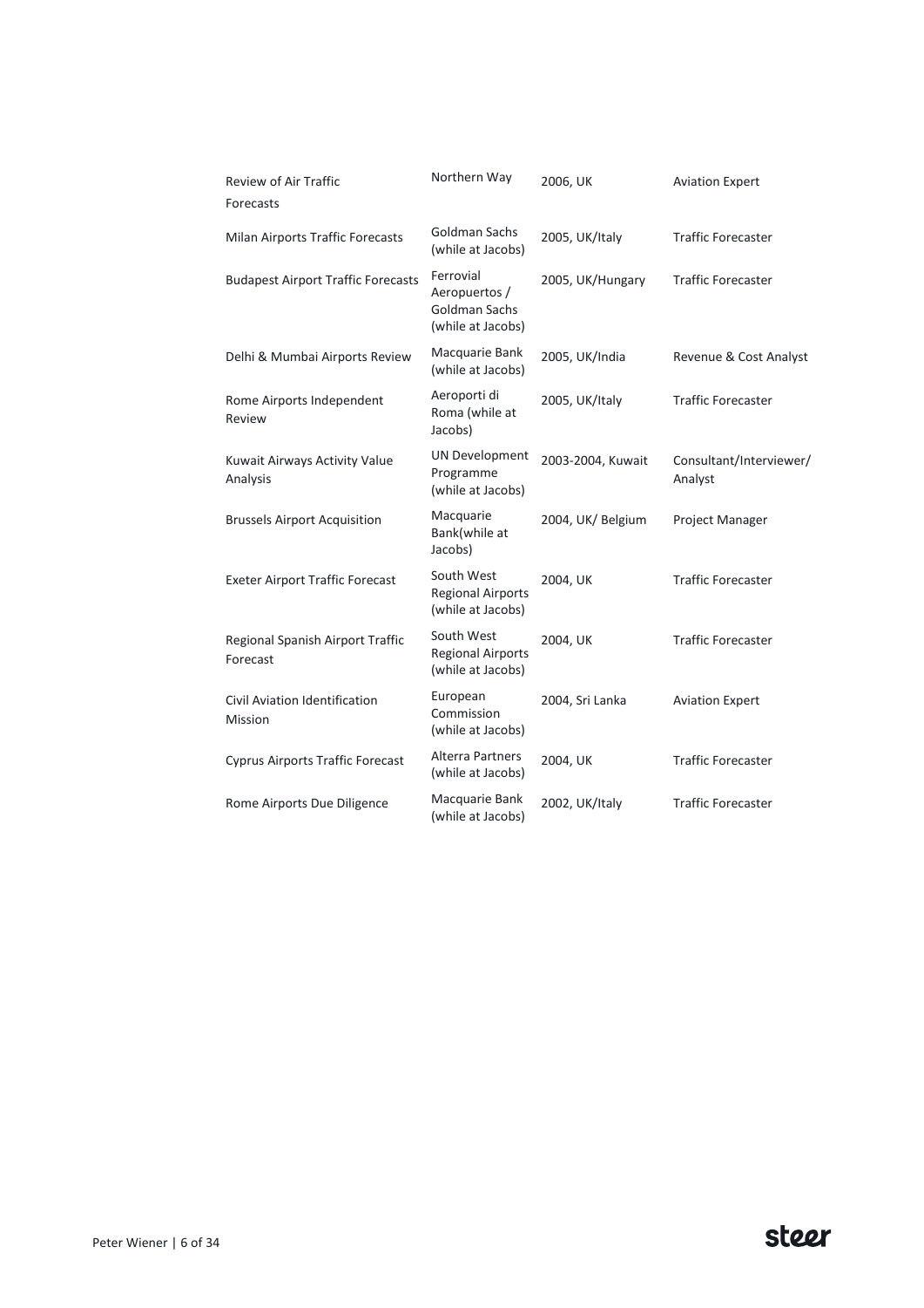| | | | |
|---|---|---|---|
| Review of Air Traffic Forecasts | Northern Way | 2006, UK | Aviation Expert |
| Milan Airports Traffic Forecasts | Goldman Sachs (while at Jacobs) | 2005, UK/Italy | Traffic Forecaster |
| Budapest Airport Traffic Forecasts | Ferrovial Aeropuertos / Goldman Sachs (while at Jacobs) | 2005, UK/Hungary | Traffic Forecaster |
| Delhi & Mumbai Airports Review | Macquarie Bank (while at Jacobs) | 2005, UK/India | Revenue & Cost Analyst |
| Rome Airports Independent Review | Aeroporti di Roma (while at Jacobs) | 2005, UK/Italy | Traffic Forecaster |
| Kuwait Airways Activity Value Analysis | UN Development Programme (while at Jacobs) | 2003-2004, Kuwait | Consultant/Interviewer/ Analyst |
| Brussels Airport Acquisition | Macquarie Bank(while at Jacobs) | 2004, UK/ Belgium | Project Manager |
| Exeter Airport Traffic Forecast | South West Regional Airports (while at Jacobs) | 2004, UK | Traffic Forecaster |
| Regional Spanish Airport Traffic Forecast | South West Regional Airports (while at Jacobs) | 2004, UK | Traffic Forecaster |
| Civil Aviation Identification Mission | European Commission (while at Jacobs) | 2004, Sri Lanka | Aviation Expert |
| Cyprus Airports Traffic Forecast | Alterra Partners (while at Jacobs) | 2004, UK | Traffic Forecaster |
| Rome Airports Due Diligence | Macquarie Bank (while at Jacobs) | 2002, UK/Italy | Traffic Forecaster |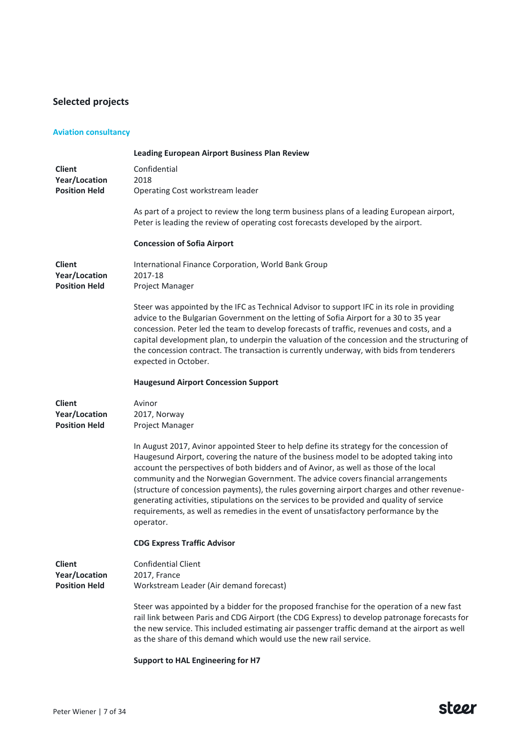## Selected projects

### Aviation consultancy

#### Leading European Airport Business Plan Review

**Client** Confidential
**Year/Location** 2018
**Position Held** Operating Cost workstream leader

As part of a project to review the long term business plans of a leading European airport, Peter is leading the review of operating cost forecasts developed by the airport.

#### Concession of Sofia Airport

**Client** International Finance Corporation, World Bank Group
**Year/Location** 2017-18
**Position Held** Project Manager

Steer was appointed by the IFC as Technical Advisor to support IFC in its role in providing advice to the Bulgarian Government on the letting of Sofia Airport for a 30 to 35 year concession. Peter led the team to develop forecasts of traffic, revenues and costs, and a capital development plan, to underpin the valuation of the concession and the structuring of the concession contract. The transaction is currently underway, with bids from tenderers expected in October.

#### Haugesund Airport Concession Support

**Client** Avinor
**Year/Location** 2017, Norway
**Position Held** Project Manager

In August 2017, Avinor appointed Steer to help define its strategy for the concession of Haugesund Airport, covering the nature of the business model to be adopted taking into account the perspectives of both bidders and of Avinor, as well as those of the local community and the Norwegian Government. The advice covers financial arrangements (structure of concession payments), the rules governing airport charges and other revenue-generating activities, stipulations on the services to be provided and quality of service requirements, as well as remedies in the event of unsatisfactory performance by the operator.

#### CDG Express Traffic Advisor

**Client** Confidential Client
**Year/Location** 2017, France
**Position Held** Workstream Leader (Air demand forecast)

Steer was appointed by a bidder for the proposed franchise for the operation of a new fast rail link between Paris and CDG Airport (the CDG Express) to develop patronage forecasts for the new service. This included estimating air passenger traffic demand at the airport as well as the share of this demand which would use the new rail service.

#### Support to HAL Engineering for H7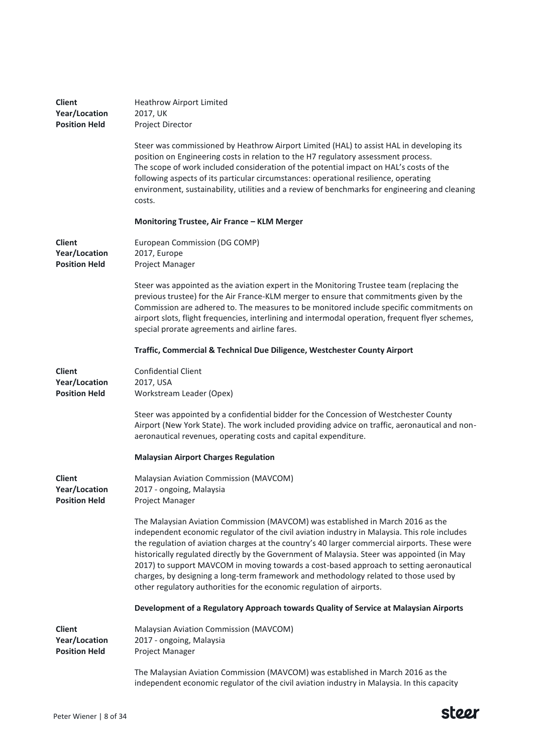**Client** Heathrow Airport Limited
**Year/Location** 2017, UK
**Position Held** Project Director

Steer was commissioned by Heathrow Airport Limited (HAL) to assist HAL in developing its position on Engineering costs in relation to the H7 regulatory assessment process.
The scope of work included consideration of the potential impact on HAL's costs of the following aspects of its particular circumstances: operational resilience, operating environment, sustainability, utilities and a review of benchmarks for engineering and cleaning costs.

**Monitoring Trustee, Air France – KLM Merger**

**Client** European Commission (DG COMP)
**Year/Location** 2017, Europe
**Position Held** Project Manager

Steer was appointed as the aviation expert in the Monitoring Trustee team (replacing the previous trustee) for the Air France-KLM merger to ensure that commitments given by the Commission are adhered to. The measures to be monitored include specific commitments on airport slots, flight frequencies, interlining and intermodal operation, frequent flyer schemes, special prorate agreements and airline fares.

**Traffic, Commercial & Technical Due Diligence, Westchester County Airport**

**Client** Confidential Client
**Year/Location** 2017, USA
**Position Held** Workstream Leader (Opex)

Steer was appointed by a confidential bidder for the Concession of Westchester County Airport (New York State). The work included providing advice on traffic, aeronautical and non-aeronautical revenues, operating costs and capital expenditure.

**Malaysian Airport Charges Regulation**

**Client** Malaysian Aviation Commission (MAVCOM)
**Year/Location** 2017 - ongoing, Malaysia
**Position Held** Project Manager

The Malaysian Aviation Commission (MAVCOM) was established in March 2016 as the independent economic regulator of the civil aviation industry in Malaysia. This role includes the regulation of aviation charges at the country's 40 larger commercial airports. These were historically regulated directly by the Government of Malaysia. Steer was appointed (in May 2017) to support MAVCOM in moving towards a cost-based approach to setting aeronautical charges, by designing a long-term framework and methodology related to those used by other regulatory authorities for the economic regulation of airports.

**Development of a Regulatory Approach towards Quality of Service at Malaysian Airports**

**Client** Malaysian Aviation Commission (MAVCOM)
**Year/Location** 2017 - ongoing, Malaysia
**Position Held** Project Manager

The Malaysian Aviation Commission (MAVCOM) was established in March 2016 as the independent economic regulator of the civil aviation industry in Malaysia. In this capacity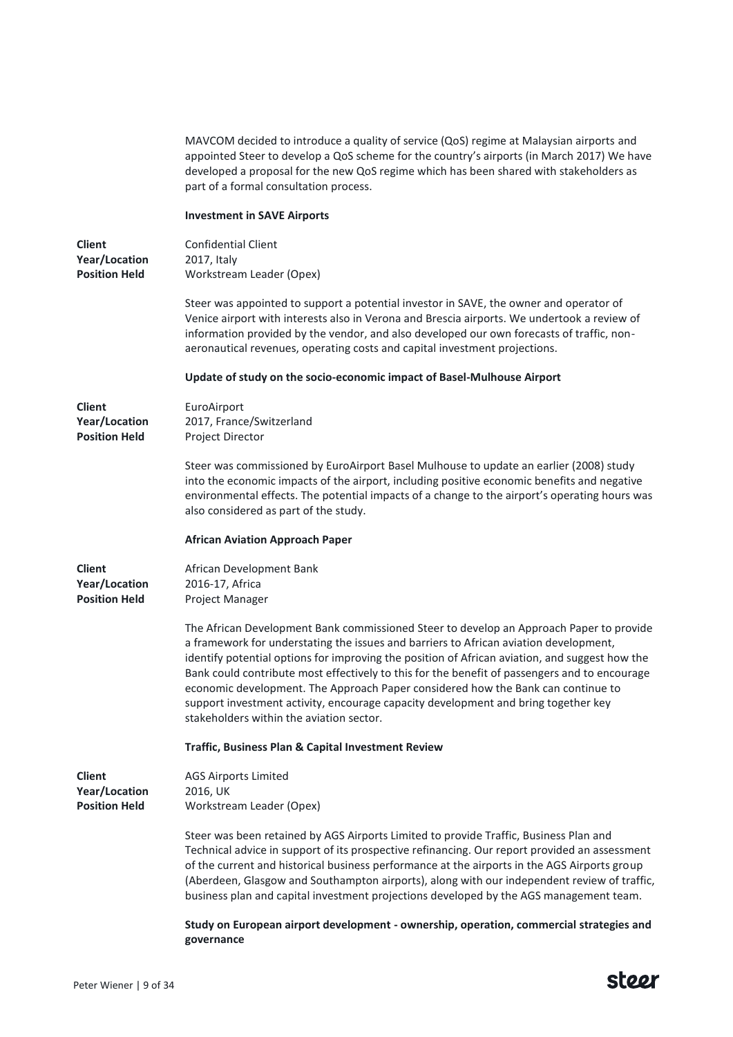MAVCOM decided to introduce a quality of service (QoS) regime at Malaysian airports and appointed Steer to develop a QoS scheme for the country's airports (in March 2017) We have developed a proposal for the new QoS regime which has been shared with stakeholders as part of a formal consultation process.

**Investment in SAVE Airports**

| | |
|---|---|
| **Client** | Confidential Client |
| **Year/Location** | 2017, Italy |
| **Position Held** | Workstream Leader (Opex) |

Steer was appointed to support a potential investor in SAVE, the owner and operator of Venice airport with interests also in Verona and Brescia airports. We undertook a review of information provided by the vendor, and also developed our own forecasts of traffic, non-aeronautical revenues, operating costs and capital investment projections.

**Update of study on the socio-economic impact of Basel-Mulhouse Airport**

| | |
|---|---|
| **Client** | EuroAirport |
| **Year/Location** | 2017, France/Switzerland |
| **Position Held** | Project Director |

Steer was commissioned by EuroAirport Basel Mulhouse to update an earlier (2008) study into the economic impacts of the airport, including positive economic benefits and negative environmental effects. The potential impacts of a change to the airport's operating hours was also considered as part of the study.

**African Aviation Approach Paper**

| | |
|---|---|
| **Client** | African Development Bank |
| **Year/Location** | 2016-17, Africa |
| **Position Held** | Project Manager |

The African Development Bank commissioned Steer to develop an Approach Paper to provide a framework for understating the issues and barriers to African aviation development, identify potential options for improving the position of African aviation, and suggest how the Bank could contribute most effectively to this for the benefit of passengers and to encourage economic development. The Approach Paper considered how the Bank can continue to support investment activity, encourage capacity development and bring together key stakeholders within the aviation sector.

**Traffic, Business Plan & Capital Investment Review**

| | |
|---|---|
| **Client** | AGS Airports Limited |
| **Year/Location** | 2016, UK |
| **Position Held** | Workstream Leader (Opex) |

Steer was been retained by AGS Airports Limited to provide Traffic, Business Plan and Technical advice in support of its prospective refinancing. Our report provided an assessment of the current and historical business performance at the airports in the AGS Airports group (Aberdeen, Glasgow and Southampton airports), along with our independent review of traffic, business plan and capital investment projections developed by the AGS management team.

**Study on European airport development - ownership, operation, commercial strategies and governance**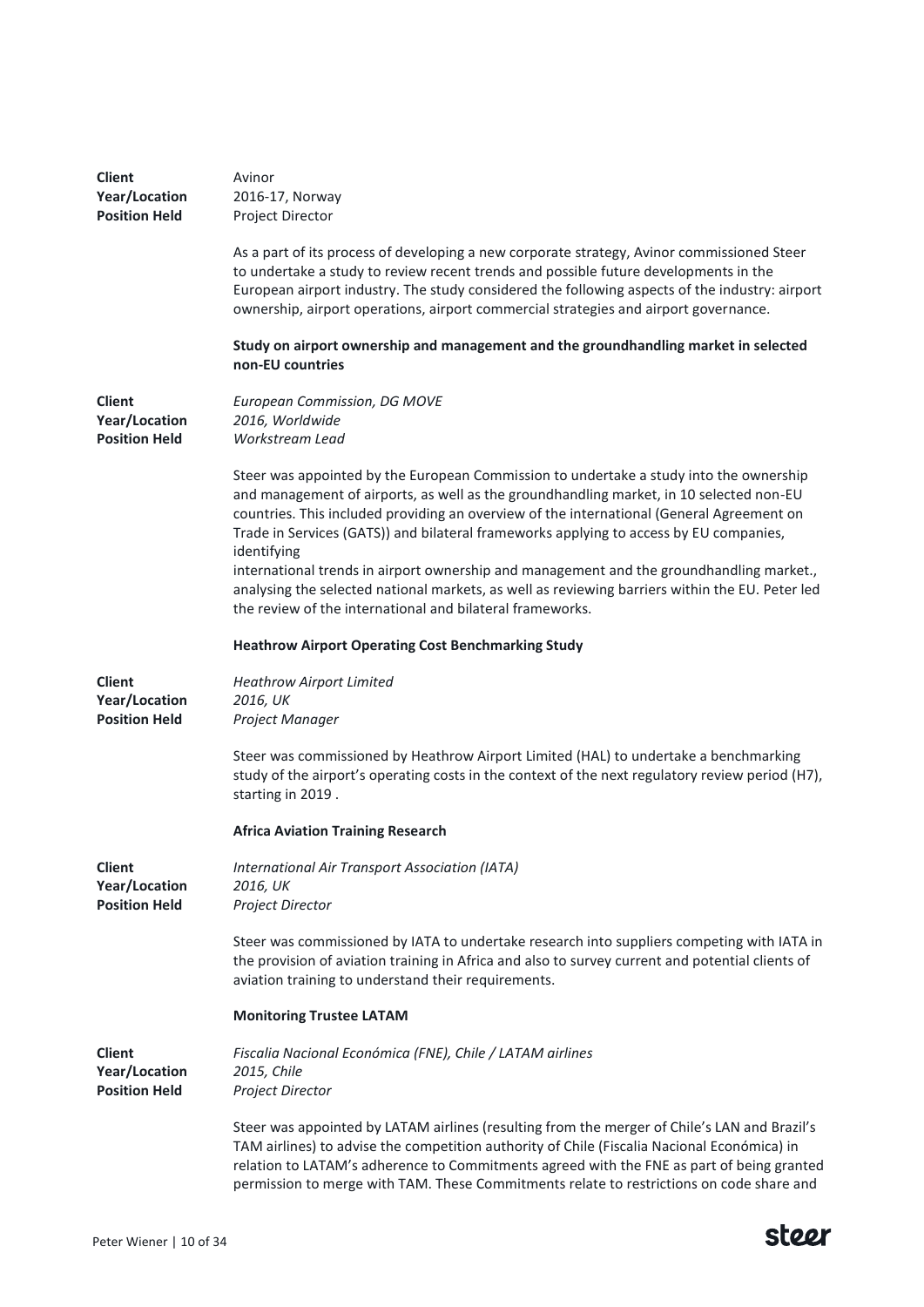**Client** Avinor
**Year/Location** 2016-17, Norway
**Position Held** Project Director

As a part of its process of developing a new corporate strategy, Avinor commissioned Steer to undertake a study to review recent trends and possible future developments in the European airport industry. The study considered the following aspects of the industry: airport ownership, airport operations, airport commercial strategies and airport governance.

**Study on airport ownership and management and the groundhandling market in selected non-EU countries**

**Client** *European Commission, DG MOVE*
**Year/Location** *2016, Worldwide*
**Position Held** *Workstream Lead*

Steer was appointed by the European Commission to undertake a study into the ownership and management of airports, as well as the groundhandling market, in 10 selected non-EU countries. This included providing an overview of the international (General Agreement on Trade in Services (GATS)) and bilateral frameworks applying to access by EU companies, identifying
international trends in airport ownership and management and the groundhandling market., analysing the selected national markets, as well as reviewing barriers within the EU. Peter led the review of the international and bilateral frameworks.

**Heathrow Airport Operating Cost Benchmarking Study**

**Client** *Heathrow Airport Limited*
**Year/Location** *2016, UK*
**Position Held** *Project Manager*

Steer was commissioned by Heathrow Airport Limited (HAL) to undertake a benchmarking study of the airport's operating costs in the context of the next regulatory review period (H7), starting in 2019 .

**Africa Aviation Training Research**

**Client** *International Air Transport Association (IATA)*
**Year/Location** *2016, UK*
**Position Held** *Project Director*

Steer was commissioned by IATA to undertake research into suppliers competing with IATA in the provision of aviation training in Africa and also to survey current and potential clients of aviation training to understand their requirements.

**Monitoring Trustee LATAM**

**Client** *Fiscalia Nacional Económica (FNE), Chile / LATAM airlines*
**Year/Location** *2015, Chile*
**Position Held** *Project Director*

Steer was appointed by LATAM airlines (resulting from the merger of Chile's LAN and Brazil's TAM airlines) to advise the competition authority of Chile (Fiscalia Nacional Económica) in relation to LATAM's adherence to Commitments agreed with the FNE as part of being granted permission to merge with TAM. These Commitments relate to restrictions on code share and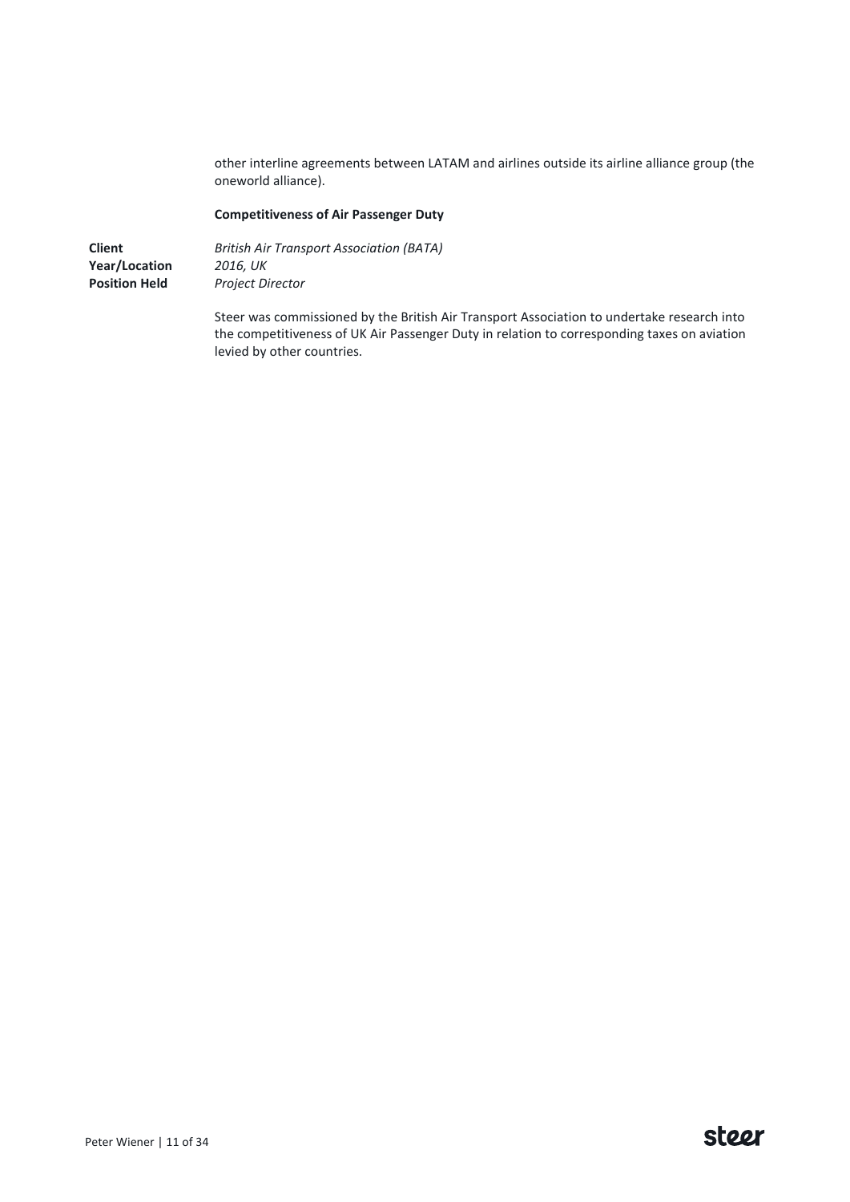other interline agreements between LATAM and airlines outside its airline alliance group (the oneworld alliance).

**Competitiveness of Air Passenger Duty**

**Client** *British Air Transport Association (BATA)*
**Year/Location** *2016, UK*
**Position Held** *Project Director*

Steer was commissioned by the British Air Transport Association to undertake research into the competitiveness of UK Air Passenger Duty in relation to corresponding taxes on aviation levied by other countries.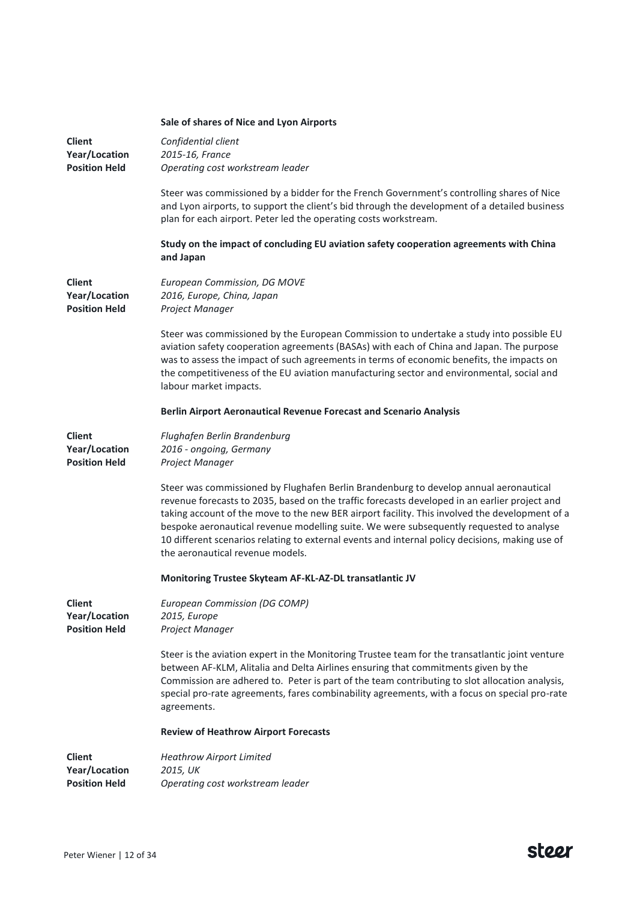**Sale of shares of Nice and Lyon Airports**

**Client** *Confidential client*
**Year/Location** *2015-16, France*
**Position Held** *Operating cost workstream leader*

Steer was commissioned by a bidder for the French Government's controlling shares of Nice and Lyon airports, to support the client's bid through the development of a detailed business plan for each airport. Peter led the operating costs workstream.

**Study on the impact of concluding EU aviation safety cooperation agreements with China and Japan**

**Client** *European Commission, DG MOVE*
**Year/Location** *2016, Europe, China, Japan*
**Position Held** *Project Manager*

Steer was commissioned by the European Commission to undertake a study into possible EU aviation safety cooperation agreements (BASAs) with each of China and Japan. The purpose was to assess the impact of such agreements in terms of economic benefits, the impacts on the competitiveness of the EU aviation manufacturing sector and environmental, social and labour market impacts.

**Berlin Airport Aeronautical Revenue Forecast and Scenario Analysis**

**Client** *Flughafen Berlin Brandenburg*
**Year/Location** *2016 - ongoing, Germany*
**Position Held** *Project Manager*

Steer was commissioned by Flughafen Berlin Brandenburg to develop annual aeronautical revenue forecasts to 2035, based on the traffic forecasts developed in an earlier project and taking account of the move to the new BER airport facility. This involved the development of a bespoke aeronautical revenue modelling suite. We were subsequently requested to analyse 10 different scenarios relating to external events and internal policy decisions, making use of the aeronautical revenue models.

**Monitoring Trustee Skyteam AF-KL-AZ-DL transatlantic JV**

**Client** *European Commission (DG COMP)*
**Year/Location** *2015, Europe*
**Position Held** *Project Manager*

Steer is the aviation expert in the Monitoring Trustee team for the transatlantic joint venture between AF-KLM, Alitalia and Delta Airlines ensuring that commitments given by the Commission are adhered to. Peter is part of the team contributing to slot allocation analysis, special pro-rate agreements, fares combinability agreements, with a focus on special pro-rate agreements.

**Review of Heathrow Airport Forecasts**

**Client** *Heathrow Airport Limited*
**Year/Location** *2015, UK*
**Position Held** *Operating cost workstream leader*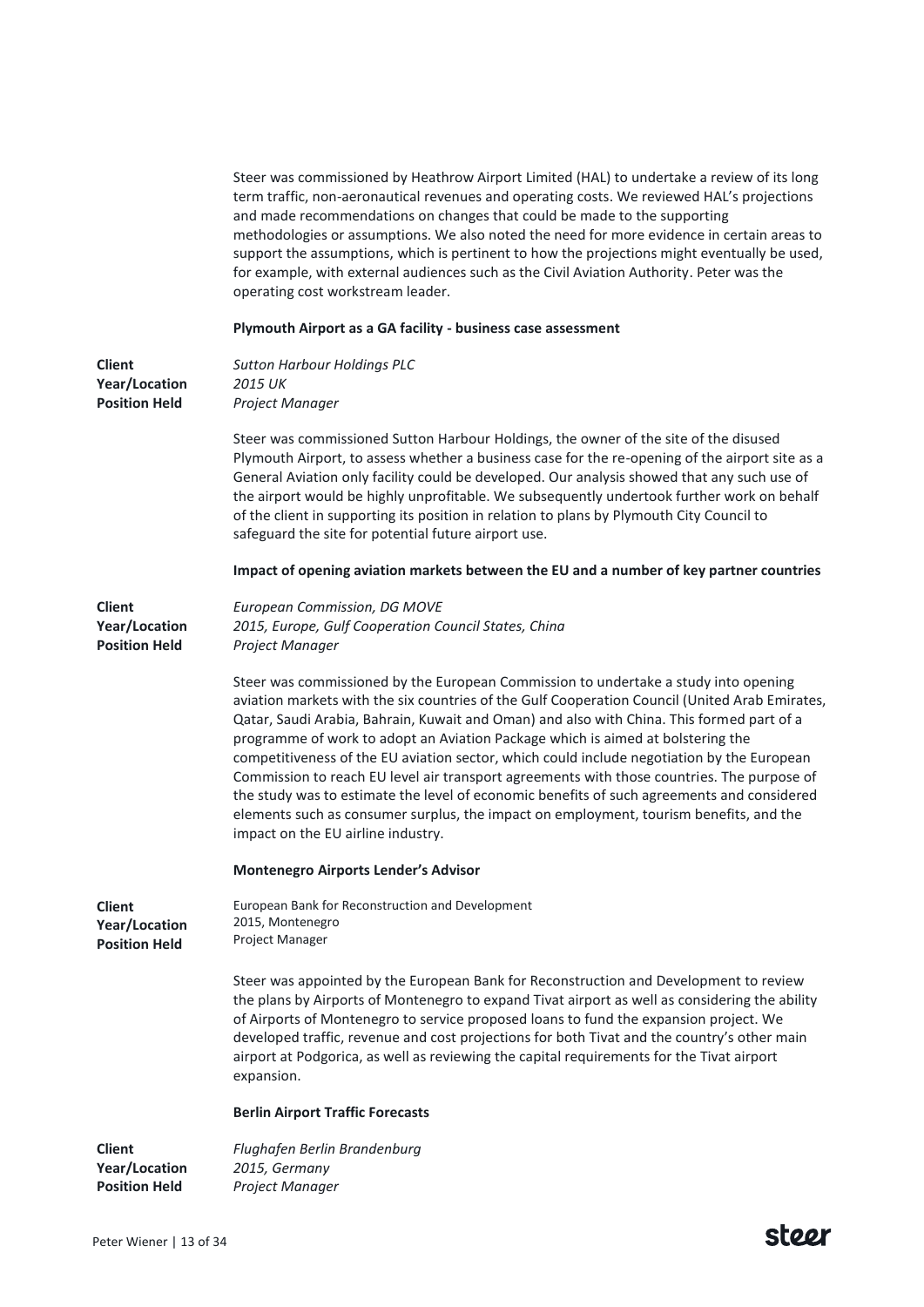Steer was commissioned by Heathrow Airport Limited (HAL) to undertake a review of its long term traffic, non-aeronautical revenues and operating costs. We reviewed HAL's projections and made recommendations on changes that could be made to the supporting methodologies or assumptions. We also noted the need for more evidence in certain areas to support the assumptions, which is pertinent to how the projections might eventually be used, for example, with external audiences such as the Civil Aviation Authority. Peter was the operating cost workstream leader.

**Plymouth Airport as a GA facility - business case assessment**

**Client** *Sutton Harbour Holdings PLC*
**Year/Location** *2015 UK*
**Position Held** *Project Manager*

Steer was commissioned Sutton Harbour Holdings, the owner of the site of the disused Plymouth Airport, to assess whether a business case for the re-opening of the airport site as a General Aviation only facility could be developed. Our analysis showed that any such use of the airport would be highly unprofitable. We subsequently undertook further work on behalf of the client in supporting its position in relation to plans by Plymouth City Council to safeguard the site for potential future airport use.

**Impact of opening aviation markets between the EU and a number of key partner countries**

**Client** *European Commission, DG MOVE*
**Year/Location** *2015, Europe, Gulf Cooperation Council States, China*
**Position Held** *Project Manager*

Steer was commissioned by the European Commission to undertake a study into opening aviation markets with the six countries of the Gulf Cooperation Council (United Arab Emirates, Qatar, Saudi Arabia, Bahrain, Kuwait and Oman) and also with China. This formed part of a programme of work to adopt an Aviation Package which is aimed at bolstering the competitiveness of the EU aviation sector, which could include negotiation by the European Commission to reach EU level air transport agreements with those countries. The purpose of the study was to estimate the level of economic benefits of such agreements and considered elements such as consumer surplus, the impact on employment, tourism benefits, and the impact on the EU airline industry.

**Montenegro Airports Lender's Advisor**

**Client** European Bank for Reconstruction and Development
**Year/Location** 2015, Montenegro
**Position Held** Project Manager

Steer was appointed by the European Bank for Reconstruction and Development to review the plans by Airports of Montenegro to expand Tivat airport as well as considering the ability of Airports of Montenegro to service proposed loans to fund the expansion project. We developed traffic, revenue and cost projections for both Tivat and the country's other main airport at Podgorica, as well as reviewing the capital requirements for the Tivat airport expansion.

**Berlin Airport Traffic Forecasts**

**Client** *Flughafen Berlin Brandenburg*
**Year/Location** *2015, Germany*
**Position Held** *Project Manager*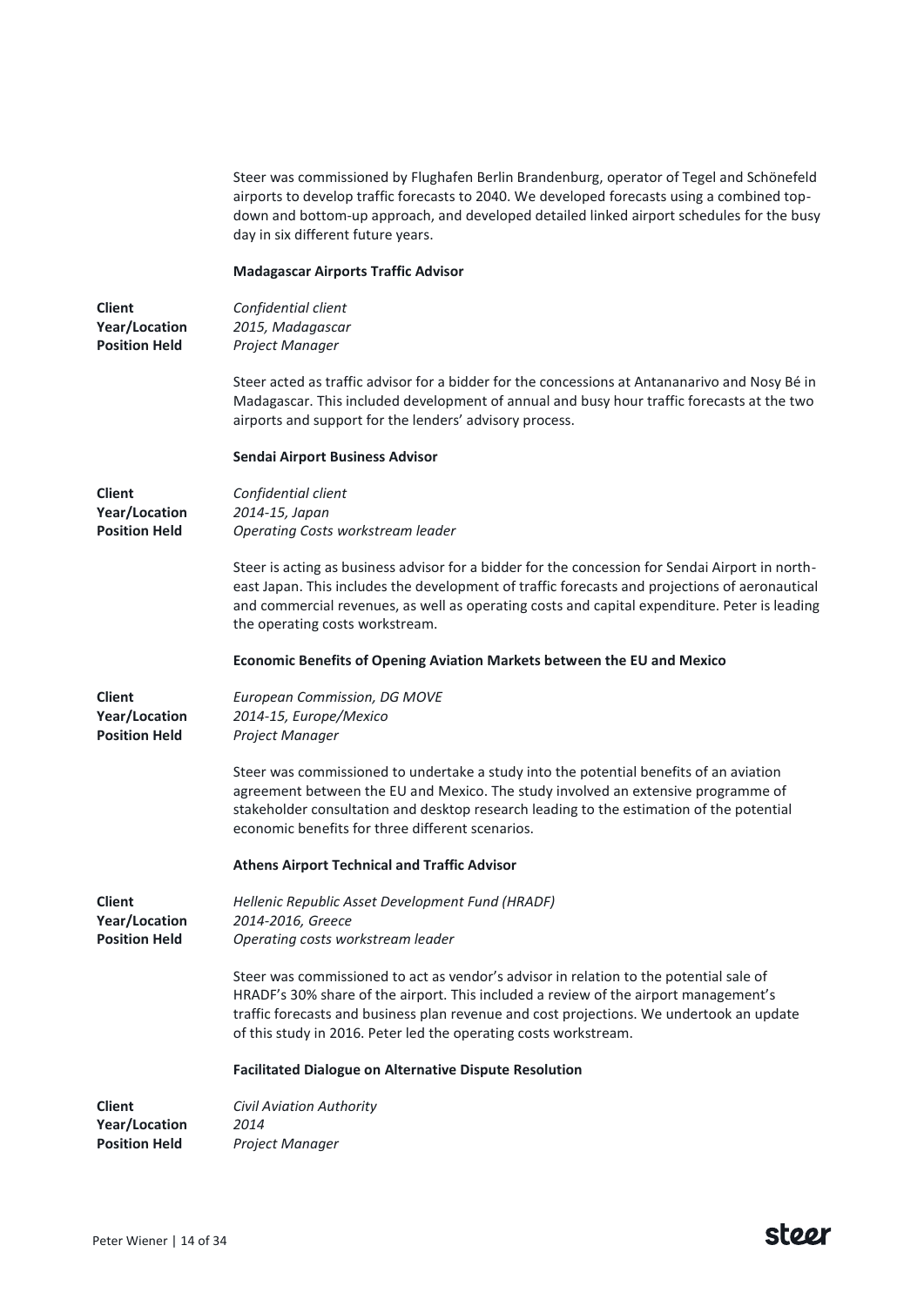Steer was commissioned by Flughafen Berlin Brandenburg, operator of Tegel and Schönefeld airports to develop traffic forecasts to 2040. We developed forecasts using a combined top-down and bottom-up approach, and developed detailed linked airport schedules for the busy day in six different future years.

**Madagascar Airports Traffic Advisor**

**Client** *Confidential client*
**Year/Location** *2015, Madagascar*
**Position Held** *Project Manager*

Steer acted as traffic advisor for a bidder for the concessions at Antananarivo and Nosy Bé in Madagascar. This included development of annual and busy hour traffic forecasts at the two airports and support for the lenders' advisory process.

**Sendai Airport Business Advisor**

**Client** *Confidential client*
**Year/Location** *2014-15, Japan*
**Position Held** *Operating Costs workstream leader*

Steer is acting as business advisor for a bidder for the concession for Sendai Airport in north-east Japan. This includes the development of traffic forecasts and projections of aeronautical and commercial revenues, as well as operating costs and capital expenditure. Peter is leading the operating costs workstream.

**Economic Benefits of Opening Aviation Markets between the EU and Mexico**

**Client** *European Commission, DG MOVE*
**Year/Location** *2014-15, Europe/Mexico*
**Position Held** *Project Manager*

Steer was commissioned to undertake a study into the potential benefits of an aviation agreement between the EU and Mexico. The study involved an extensive programme of stakeholder consultation and desktop research leading to the estimation of the potential economic benefits for three different scenarios.

**Athens Airport Technical and Traffic Advisor**

**Client** *Hellenic Republic Asset Development Fund (HRADF)*
**Year/Location** *2014-2016, Greece*
**Position Held** *Operating costs workstream leader*

Steer was commissioned to act as vendor's advisor in relation to the potential sale of HRADF's 30% share of the airport. This included a review of the airport management's traffic forecasts and business plan revenue and cost projections. We undertook an update of this study in 2016. Peter led the operating costs workstream.

**Facilitated Dialogue on Alternative Dispute Resolution**

**Client** *Civil Aviation Authority*
**Year/Location** *2014*
**Position Held** *Project Manager*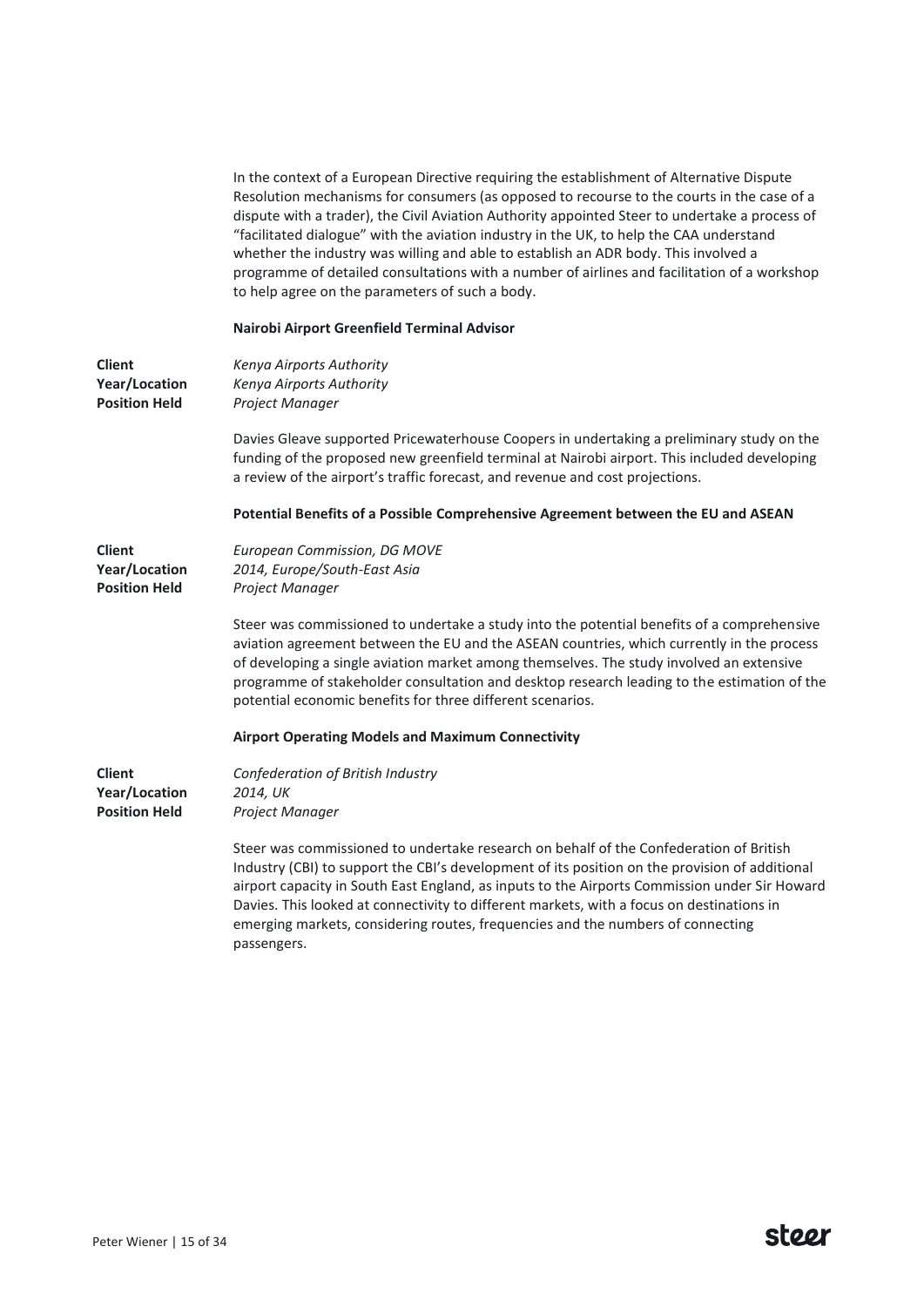In the context of a European Directive requiring the establishment of Alternative Dispute Resolution mechanisms for consumers (as opposed to recourse to the courts in the case of a dispute with a trader), the Civil Aviation Authority appointed Steer to undertake a process of "facilitated dialogue" with the aviation industry in the UK, to help the CAA understand whether the industry was willing and able to establish an ADR body. This involved a programme of detailed consultations with a number of airlines and facilitation of a workshop to help agree on the parameters of such a body.

**Nairobi Airport Greenfield Terminal Advisor**

**Client** *Kenya Airports Authority*
**Year/Location** *Kenya Airports Authority*
**Position Held** *Project Manager*

Davies Gleave supported Pricewaterhouse Coopers in undertaking a preliminary study on the funding of the proposed new greenfield terminal at Nairobi airport. This included developing a review of the airport's traffic forecast, and revenue and cost projections.

**Potential Benefits of a Possible Comprehensive Agreement between the EU and ASEAN**

**Client** *European Commission, DG MOVE*
**Year/Location** *2014, Europe/South-East Asia*
**Position Held** *Project Manager*

Steer was commissioned to undertake a study into the potential benefits of a comprehensive aviation agreement between the EU and the ASEAN countries, which currently in the process of developing a single aviation market among themselves. The study involved an extensive programme of stakeholder consultation and desktop research leading to the estimation of the potential economic benefits for three different scenarios.

**Airport Operating Models and Maximum Connectivity**

**Client** *Confederation of British Industry*
**Year/Location** *2014, UK*
**Position Held** *Project Manager*

Steer was commissioned to undertake research on behalf of the Confederation of British Industry (CBI) to support the CBI's development of its position on the provision of additional airport capacity in South East England, as inputs to the Airports Commission under Sir Howard Davies. This looked at connectivity to different markets, with a focus on destinations in emerging markets, considering routes, frequencies and the numbers of connecting passengers.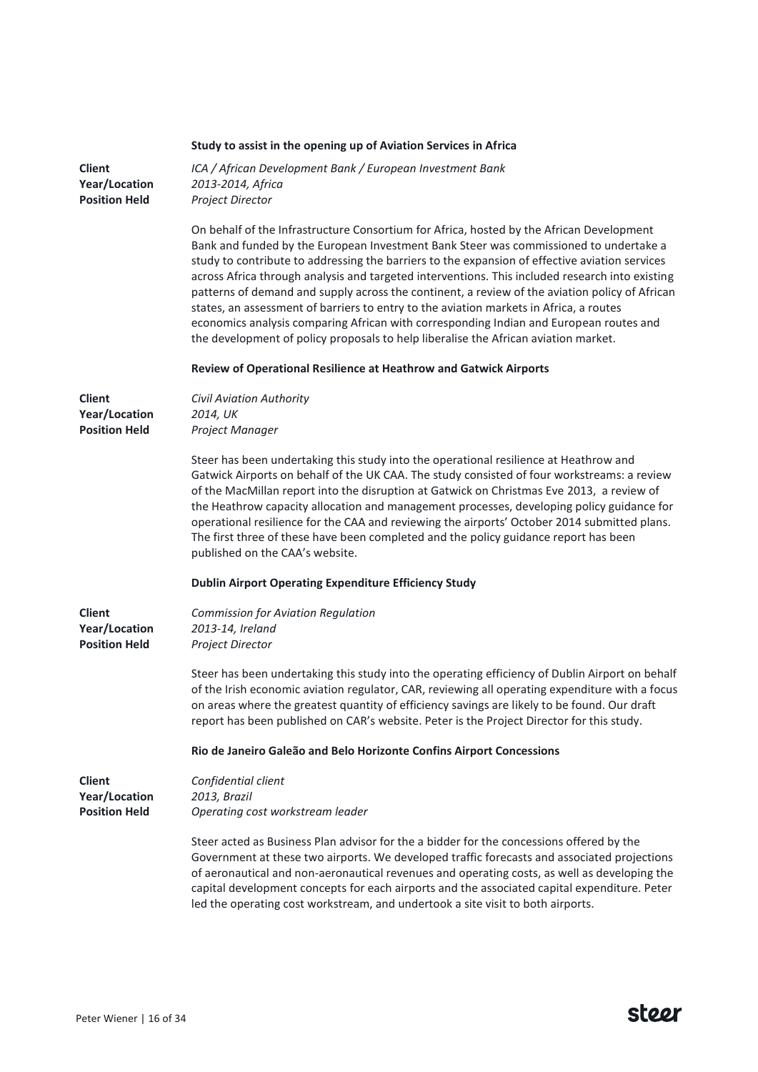**Study to assist in the opening up of Aviation Services in Africa**

**Client** *ICA / African Development Bank / European Investment Bank*
**Year/Location** *2013-2014, Africa*
**Position Held** *Project Director*

On behalf of the Infrastructure Consortium for Africa, hosted by the African Development Bank and funded by the European Investment Bank Steer was commissioned to undertake a study to contribute to addressing the barriers to the expansion of effective aviation services across Africa through analysis and targeted interventions. This included research into existing patterns of demand and supply across the continent, a review of the aviation policy of African states, an assessment of barriers to entry to the aviation markets in Africa, a routes economics analysis comparing African with corresponding Indian and European routes and the development of policy proposals to help liberalise the African aviation market.

**Review of Operational Resilience at Heathrow and Gatwick Airports**

**Client** *Civil Aviation Authority*
**Year/Location** *2014, UK*
**Position Held** *Project Manager*

Steer has been undertaking this study into the operational resilience at Heathrow and Gatwick Airports on behalf of the UK CAA. The study consisted of four workstreams: a review of the MacMillan report into the disruption at Gatwick on Christmas Eve 2013, a review of the Heathrow capacity allocation and management processes, developing policy guidance for operational resilience for the CAA and reviewing the airports' October 2014 submitted plans. The first three of these have been completed and the policy guidance report has been published on the CAA's website.

**Dublin Airport Operating Expenditure Efficiency Study**

**Client** *Commission for Aviation Regulation*
**Year/Location** *2013-14, Ireland*
**Position Held** *Project Director*

Steer has been undertaking this study into the operating efficiency of Dublin Airport on behalf of the Irish economic aviation regulator, CAR, reviewing all operating expenditure with a focus on areas where the greatest quantity of efficiency savings are likely to be found. Our draft report has been published on CAR's website. Peter is the Project Director for this study.

**Rio de Janeiro Galeão and Belo Horizonte Confins Airport Concessions**

**Client** *Confidential client*
**Year/Location** *2013, Brazil*
**Position Held** *Operating cost workstream leader*

Steer acted as Business Plan advisor for the a bidder for the concessions offered by the Government at these two airports. We developed traffic forecasts and associated projections of aeronautical and non-aeronautical revenues and operating costs, as well as developing the capital development concepts for each airports and the associated capital expenditure. Peter led the operating cost workstream, and undertook a site visit to both airports.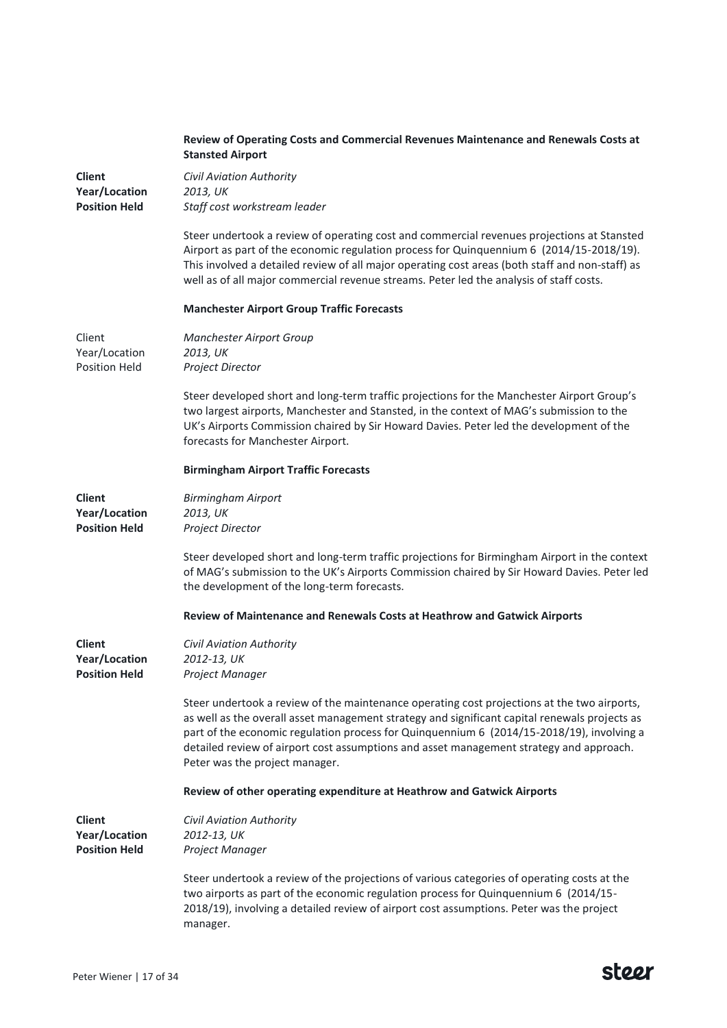**Review of Operating Costs and Commercial Revenues Maintenance and Renewals Costs at Stansted Airport**

**Client** *Civil Aviation Authority*
**Year/Location** *2013, UK*
**Position Held** *Staff cost workstream leader*

Steer undertook a review of operating cost and commercial revenues projections at Stansted Airport as part of the economic regulation process for Quinquennium 6 (2014/15-2018/19). This involved a detailed review of all major operating cost areas (both staff and non-staff) as well as of all major commercial revenue streams. Peter led the analysis of staff costs.

**Manchester Airport Group Traffic Forecasts**

Client *Manchester Airport Group*
Year/Location *2013, UK*
Position Held *Project Director*

Steer developed short and long-term traffic projections for the Manchester Airport Group's two largest airports, Manchester and Stansted, in the context of MAG's submission to the UK's Airports Commission chaired by Sir Howard Davies. Peter led the development of the forecasts for Manchester Airport.

**Birmingham Airport Traffic Forecasts**

**Client** *Birmingham Airport*
**Year/Location** *2013, UK*
**Position Held** *Project Director*

Steer developed short and long-term traffic projections for Birmingham Airport in the context of MAG's submission to the UK's Airports Commission chaired by Sir Howard Davies. Peter led the development of the long-term forecasts.

**Review of Maintenance and Renewals Costs at Heathrow and Gatwick Airports**

**Client** *Civil Aviation Authority*
**Year/Location** *2012-13, UK*
**Position Held** *Project Manager*

Steer undertook a review of the maintenance operating cost projections at the two airports, as well as the overall asset management strategy and significant capital renewals projects as part of the economic regulation process for Quinquennium 6 (2014/15-2018/19), involving a detailed review of airport cost assumptions and asset management strategy and approach. Peter was the project manager.

**Review of other operating expenditure at Heathrow and Gatwick Airports**

**Client** *Civil Aviation Authority*
**Year/Location** *2012-13, UK*
**Position Held** *Project Manager*

Steer undertook a review of the projections of various categories of operating costs at the two airports as part of the economic regulation process for Quinquennium 6 (2014/15-2018/19), involving a detailed review of airport cost assumptions. Peter was the project manager.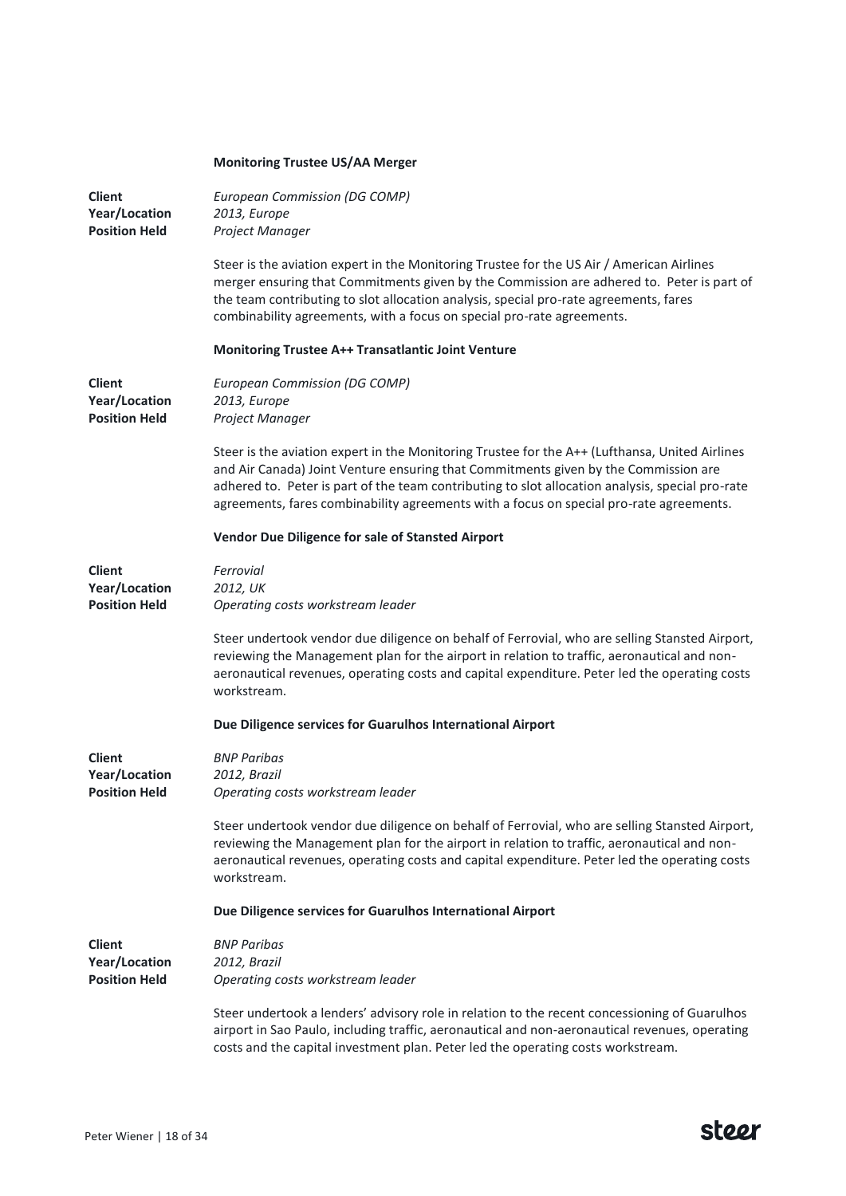**Monitoring Trustee US/AA Merger**

| | |
|---|---|
| **Client** | *European Commission (DG COMP)* |
| **Year/Location** | *2013, Europe* |
| **Position Held** | *Project Manager* |

Steer is the aviation expert in the Monitoring Trustee for the US Air / American Airlines merger ensuring that Commitments given by the Commission are adhered to. Peter is part of the team contributing to slot allocation analysis, special pro-rate agreements, fares combinability agreements, with a focus on special pro-rate agreements.

**Monitoring Trustee A++ Transatlantic Joint Venture**

| | |
|---|---|
| **Client** | *European Commission (DG COMP)* |
| **Year/Location** | *2013, Europe* |
| **Position Held** | *Project Manager* |

Steer is the aviation expert in the Monitoring Trustee for the A++ (Lufthansa, United Airlines and Air Canada) Joint Venture ensuring that Commitments given by the Commission are adhered to. Peter is part of the team contributing to slot allocation analysis, special pro-rate agreements, fares combinability agreements with a focus on special pro-rate agreements.

**Vendor Due Diligence for sale of Stansted Airport**

| | |
|---|---|
| **Client** | *Ferrovial* |
| **Year/Location** | *2012, UK* |
| **Position Held** | *Operating costs workstream leader* |

Steer undertook vendor due diligence on behalf of Ferrovial, who are selling Stansted Airport, reviewing the Management plan for the airport in relation to traffic, aeronautical and non-aeronautical revenues, operating costs and capital expenditure. Peter led the operating costs workstream.

**Due Diligence services for Guarulhos International Airport**

| | |
|---|---|
| **Client** | *BNP Paribas* |
| **Year/Location** | *2012, Brazil* |
| **Position Held** | *Operating costs workstream leader* |

Steer undertook vendor due diligence on behalf of Ferrovial, who are selling Stansted Airport, reviewing the Management plan for the airport in relation to traffic, aeronautical and non-aeronautical revenues, operating costs and capital expenditure. Peter led the operating costs workstream.

**Due Diligence services for Guarulhos International Airport**

| | |
|---|---|
| **Client** | *BNP Paribas* |
| **Year/Location** | *2012, Brazil* |
| **Position Held** | *Operating costs workstream leader* |

Steer undertook a lenders' advisory role in relation to the recent concessioning of Guarulhos airport in Sao Paulo, including traffic, aeronautical and non-aeronautical revenues, operating costs and the capital investment plan. Peter led the operating costs workstream.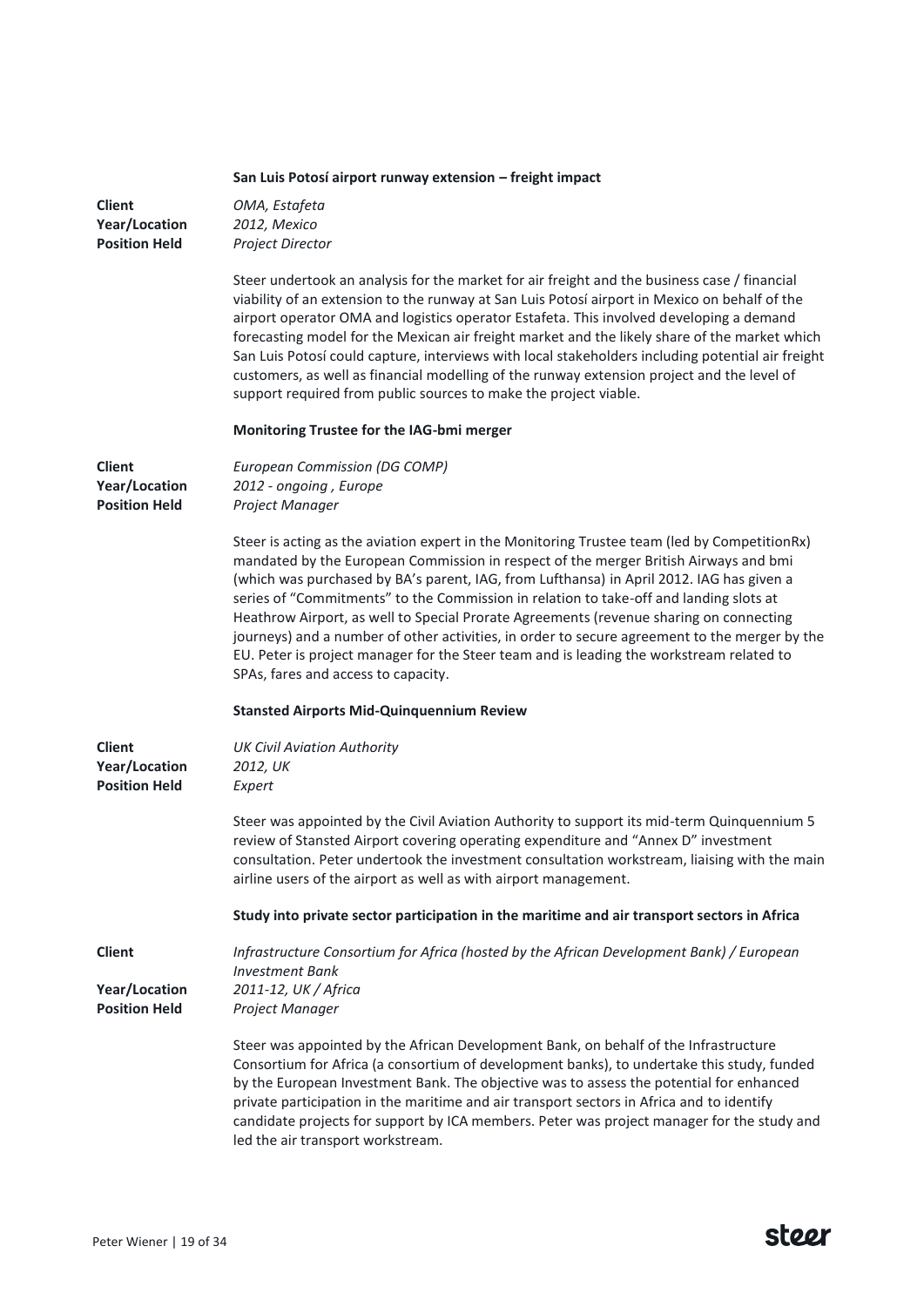**San Luis Potosí airport runway extension – freight impact**

**Client** *OMA, Estafeta*
**Year/Location** *2012, Mexico*
**Position Held** *Project Director*

Steer undertook an analysis for the market for air freight and the business case / financial viability of an extension to the runway at San Luis Potosí airport in Mexico on behalf of the airport operator OMA and logistics operator Estafeta. This involved developing a demand forecasting model for the Mexican air freight market and the likely share of the market which San Luis Potosí could capture, interviews with local stakeholders including potential air freight customers, as well as financial modelling of the runway extension project and the level of support required from public sources to make the project viable.

**Monitoring Trustee for the IAG-bmi merger**

**Client** *European Commission (DG COMP)*
**Year/Location** *2012 - ongoing , Europe*
**Position Held** *Project Manager*

Steer is acting as the aviation expert in the Monitoring Trustee team (led by CompetitionRx) mandated by the European Commission in respect of the merger British Airways and bmi (which was purchased by BA's parent, IAG, from Lufthansa) in April 2012. IAG has given a series of "Commitments" to the Commission in relation to take-off and landing slots at Heathrow Airport, as well to Special Prorate Agreements (revenue sharing on connecting journeys) and a number of other activities, in order to secure agreement to the merger by the EU. Peter is project manager for the Steer team and is leading the workstream related to SPAs, fares and access to capacity.

**Stansted Airports Mid-Quinquennium Review**

**Client** *UK Civil Aviation Authority*
**Year/Location** *2012, UK*
**Position Held** *Expert*

Steer was appointed by the Civil Aviation Authority to support its mid-term Quinquennium 5 review of Stansted Airport covering operating expenditure and "Annex D" investment consultation. Peter undertook the investment consultation workstream, liaising with the main airline users of the airport as well as with airport management.

**Study into private sector participation in the maritime and air transport sectors in Africa**

**Client** *Infrastructure Consortium for Africa (hosted by the African Development Bank) / European Investment Bank*
**Year/Location** *2011-12, UK / Africa*
**Position Held** *Project Manager*

Steer was appointed by the African Development Bank, on behalf of the Infrastructure Consortium for Africa (a consortium of development banks), to undertake this study, funded by the European Investment Bank. The objective was to assess the potential for enhanced private participation in the maritime and air transport sectors in Africa and to identify candidate projects for support by ICA members. Peter was project manager for the study and led the air transport workstream.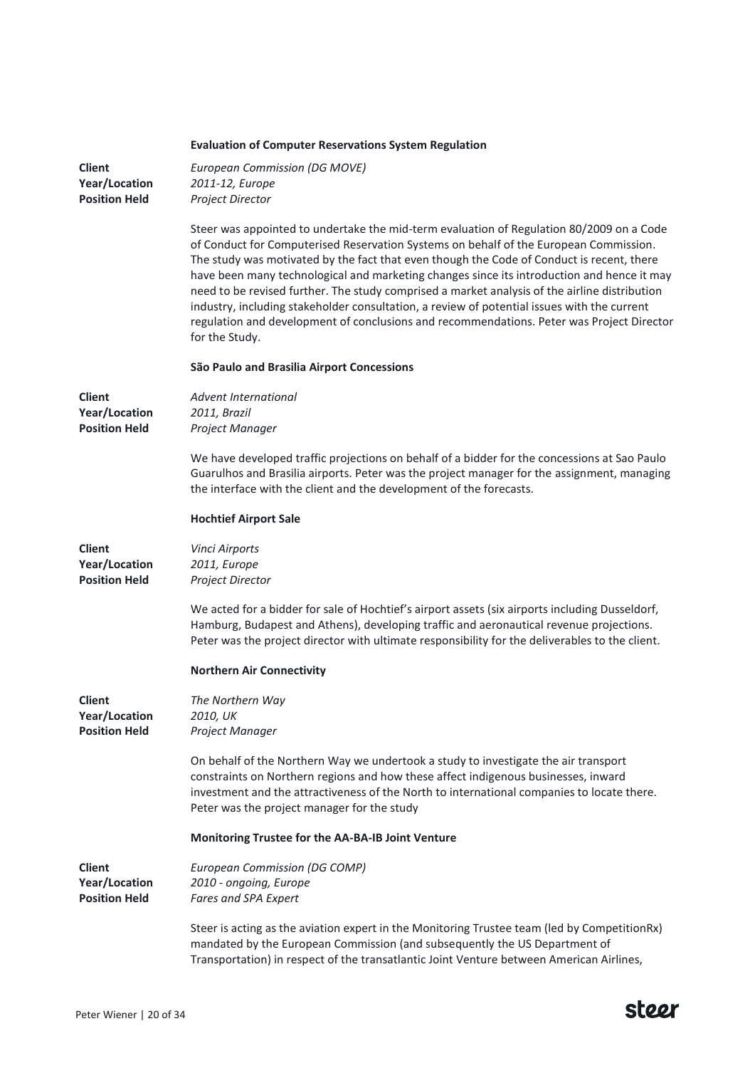### Evaluation of Computer Reservations System Regulation

**Client** *European Commission (DG MOVE)*
**Year/Location** *2011-12, Europe*
**Position Held** *Project Director*

Steer was appointed to undertake the mid-term evaluation of Regulation 80/2009 on a Code of Conduct for Computerised Reservation Systems on behalf of the European Commission. The study was motivated by the fact that even though the Code of Conduct is recent, there have been many technological and marketing changes since its introduction and hence it may need to be revised further. The study comprised a market analysis of the airline distribution industry, including stakeholder consultation, a review of potential issues with the current regulation and development of conclusions and recommendations. Peter was Project Director for the Study.

### São Paulo and Brasilia Airport Concessions

**Client** *Advent International*
**Year/Location** *2011, Brazil*
**Position Held** *Project Manager*

We have developed traffic projections on behalf of a bidder for the concessions at Sao Paulo Guarulhos and Brasilia airports. Peter was the project manager for the assignment, managing the interface with the client and the development of the forecasts.

### Hochtief Airport Sale

**Client** *Vinci Airports*
**Year/Location** *2011, Europe*
**Position Held** *Project Director*

We acted for a bidder for sale of Hochtief's airport assets (six airports including Dusseldorf, Hamburg, Budapest and Athens), developing traffic and aeronautical revenue projections. Peter was the project director with ultimate responsibility for the deliverables to the client.

### Northern Air Connectivity

**Client** *The Northern Way*
**Year/Location** *2010, UK*
**Position Held** *Project Manager*

On behalf of the Northern Way we undertook a study to investigate the air transport constraints on Northern regions and how these affect indigenous businesses, inward investment and the attractiveness of the North to international companies to locate there. Peter was the project manager for the study

### Monitoring Trustee for the AA-BA-IB Joint Venture

**Client** *European Commission (DG COMP)*
**Year/Location** *2010 - ongoing, Europe*
**Position Held** *Fares and SPA Expert*

Steer is acting as the aviation expert in the Monitoring Trustee team (led by CompetitionRx) mandated by the European Commission (and subsequently the US Department of Transportation) in respect of the transatlantic Joint Venture between American Airlines,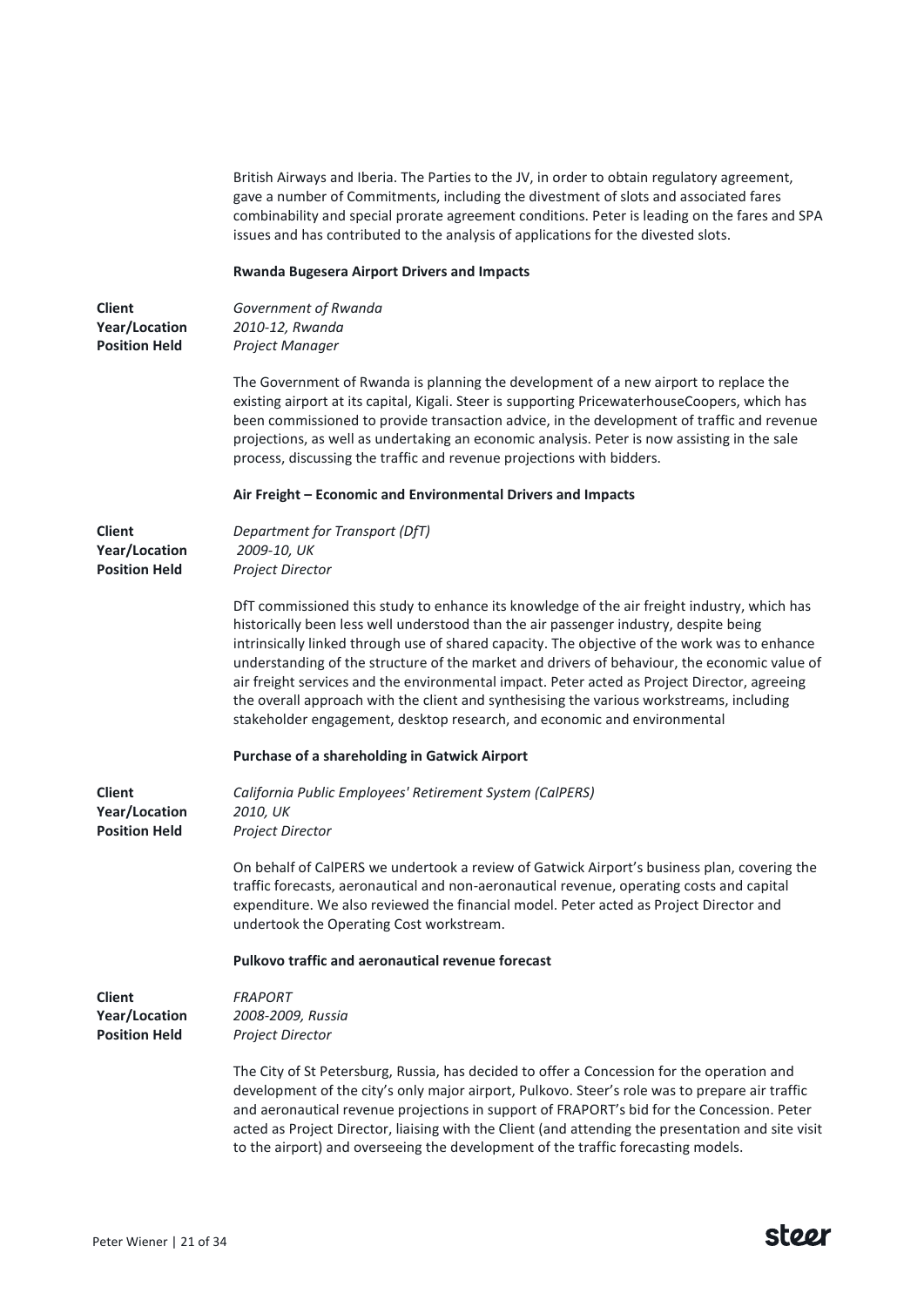British Airways and Iberia. The Parties to the JV, in order to obtain regulatory agreement, gave a number of Commitments, including the divestment of slots and associated fares combinability and special prorate agreement conditions. Peter is leading on the fares and SPA issues and has contributed to the analysis of applications for the divested slots.

**Rwanda Bugesera Airport Drivers and Impacts**

| | |
|---|---|
| **Client** | *Government of Rwanda* |
| **Year/Location** | *2010-12, Rwanda* |
| **Position Held** | *Project Manager* |

The Government of Rwanda is planning the development of a new airport to replace the existing airport at its capital, Kigali. Steer is supporting PricewaterhouseCoopers, which has been commissioned to provide transaction advice, in the development of traffic and revenue projections, as well as undertaking an economic analysis. Peter is now assisting in the sale process, discussing the traffic and revenue projections with bidders.

**Air Freight – Economic and Environmental Drivers and Impacts**

| | |
|---|---|
| **Client** | *Department for Transport (DfT)* |
| **Year/Location** | *2009-10, UK* |
| **Position Held** | *Project Director* |

DfT commissioned this study to enhance its knowledge of the air freight industry, which has historically been less well understood than the air passenger industry, despite being intrinsically linked through use of shared capacity. The objective of the work was to enhance understanding of the structure of the market and drivers of behaviour, the economic value of air freight services and the environmental impact. Peter acted as Project Director, agreeing the overall approach with the client and synthesising the various workstreams, including stakeholder engagement, desktop research, and economic and environmental

**Purchase of a shareholding in Gatwick Airport**

| | |
|---|---|
| **Client** | *California Public Employees' Retirement System (CalPERS)* |
| **Year/Location** | *2010, UK* |
| **Position Held** | *Project Director* |

On behalf of CalPERS we undertook a review of Gatwick Airport's business plan, covering the traffic forecasts, aeronautical and non-aeronautical revenue, operating costs and capital expenditure. We also reviewed the financial model. Peter acted as Project Director and undertook the Operating Cost workstream.

**Pulkovo traffic and aeronautical revenue forecast**

| | |
|---|---|
| **Client** | *FRAPORT* |
| **Year/Location** | *2008-2009, Russia* |
| **Position Held** | *Project Director* |

The City of St Petersburg, Russia, has decided to offer a Concession for the operation and development of the city's only major airport, Pulkovo. Steer's role was to prepare air traffic and aeronautical revenue projections in support of FRAPORT's bid for the Concession. Peter acted as Project Director, liaising with the Client (and attending the presentation and site visit to the airport) and overseeing the development of the traffic forecasting models.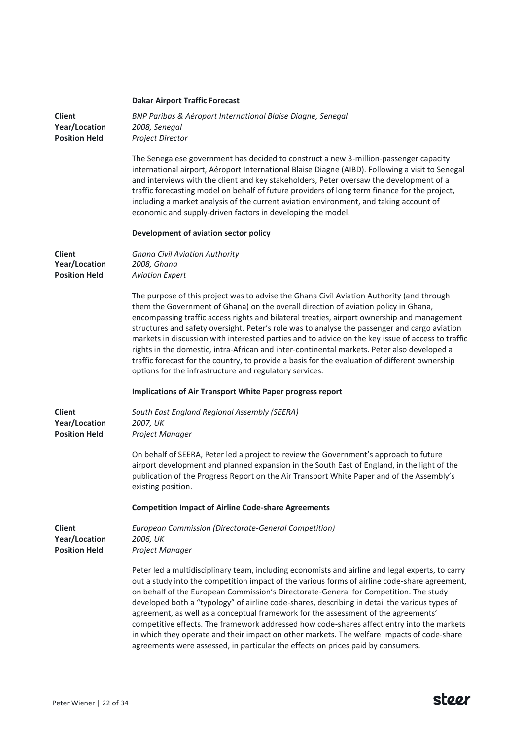**Dakar Airport Traffic Forecast**

**Client** *BNP Paribas & Aéroport International Blaise Diagne, Senegal*
**Year/Location** *2008, Senegal*
**Position Held** *Project Director*

The Senegalese government has decided to construct a new 3-million-passenger capacity international airport, Aéroport International Blaise Diagne (AIBD). Following a visit to Senegal and interviews with the client and key stakeholders, Peter oversaw the development of a traffic forecasting model on behalf of future providers of long term finance for the project, including a market analysis of the current aviation environment, and taking account of economic and supply-driven factors in developing the model.

**Development of aviation sector policy**

**Client** *Ghana Civil Aviation Authority*
**Year/Location** *2008, Ghana*
**Position Held** *Aviation Expert*

The purpose of this project was to advise the Ghana Civil Aviation Authority (and through them the Government of Ghana) on the overall direction of aviation policy in Ghana, encompassing traffic access rights and bilateral treaties, airport ownership and management structures and safety oversight. Peter's role was to analyse the passenger and cargo aviation markets in discussion with interested parties and to advice on the key issue of access to traffic rights in the domestic, intra-African and inter-continental markets. Peter also developed a traffic forecast for the country, to provide a basis for the evaluation of different ownership options for the infrastructure and regulatory services.

**Implications of Air Transport White Paper progress report**

**Client** *South East England Regional Assembly (SEERA)*
**Year/Location** *2007, UK*
**Position Held** *Project Manager*

On behalf of SEERA, Peter led a project to review the Government's approach to future airport development and planned expansion in the South East of England, in the light of the publication of the Progress Report on the Air Transport White Paper and of the Assembly's existing position.

**Competition Impact of Airline Code-share Agreements**

**Client** *European Commission (Directorate-General Competition)*
**Year/Location** *2006, UK*
**Position Held** *Project Manager*

Peter led a multidisciplinary team, including economists and airline and legal experts, to carry out a study into the competition impact of the various forms of airline code-share agreement, on behalf of the European Commission's Directorate-General for Competition. The study developed both a "typology" of airline code-shares, describing in detail the various types of agreement, as well as a conceptual framework for the assessment of the agreements' competitive effects. The framework addressed how code-shares affect entry into the markets in which they operate and their impact on other markets. The welfare impacts of code-share agreements were assessed, in particular the effects on prices paid by consumers.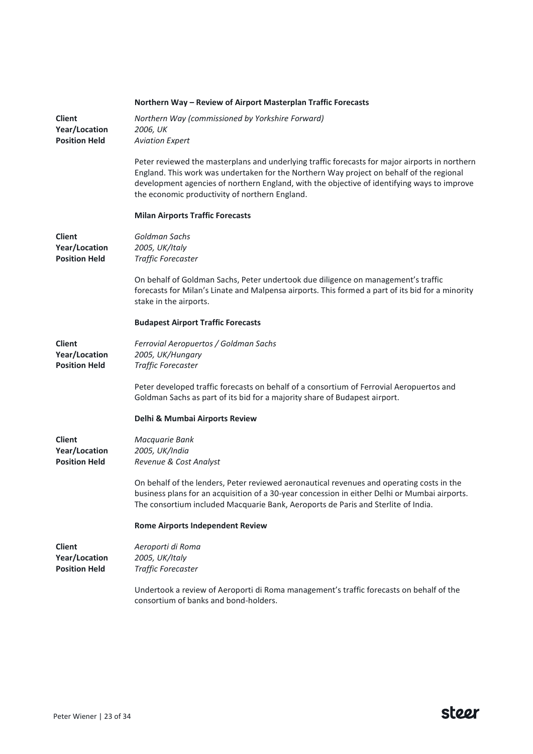**Northern Way – Review of Airport Masterplan Traffic Forecasts**

**Client** *Northern Way (commissioned by Yorkshire Forward)*
**Year/Location** *2006, UK*
**Position Held** *Aviation Expert*

Peter reviewed the masterplans and underlying traffic forecasts for major airports in northern England. This work was undertaken for the Northern Way project on behalf of the regional development agencies of northern England, with the objective of identifying ways to improve the economic productivity of northern England.

**Milan Airports Traffic Forecasts**

**Client** *Goldman Sachs*
**Year/Location** *2005, UK/Italy*
**Position Held** *Traffic Forecaster*

On behalf of Goldman Sachs, Peter undertook due diligence on management's traffic forecasts for Milan's Linate and Malpensa airports. This formed a part of its bid for a minority stake in the airports.

**Budapest Airport Traffic Forecasts**

**Client** *Ferrovial Aeropuertos / Goldman Sachs*
**Year/Location** *2005, UK/Hungary*
**Position Held** *Traffic Forecaster*

Peter developed traffic forecasts on behalf of a consortium of Ferrovial Aeropuertos and Goldman Sachs as part of its bid for a majority share of Budapest airport.

**Delhi & Mumbai Airports Review**

**Client** *Macquarie Bank*
**Year/Location** *2005, UK/India*
**Position Held** *Revenue & Cost Analyst*

On behalf of the lenders, Peter reviewed aeronautical revenues and operating costs in the business plans for an acquisition of a 30-year concession in either Delhi or Mumbai airports. The consortium included Macquarie Bank, Aeroports de Paris and Sterlite of India.

**Rome Airports Independent Review**

**Client** *Aeroporti di Roma*
**Year/Location** *2005, UK/Italy*
**Position Held** *Traffic Forecaster*

Undertook a review of Aeroporti di Roma management's traffic forecasts on behalf of the consortium of banks and bond-holders.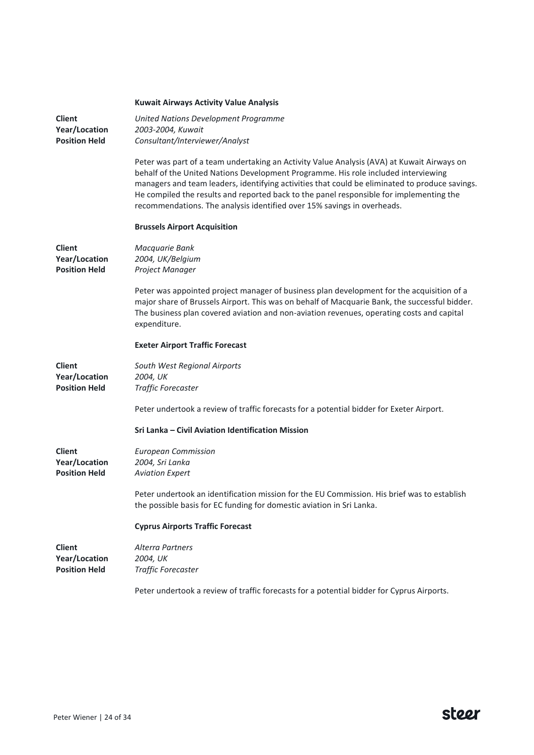**Kuwait Airways Activity Value Analysis**

**Client** *United Nations Development Programme*
**Year/Location** *2003-2004, Kuwait*
**Position Held** *Consultant/Interviewer/Analyst*

Peter was part of a team undertaking an Activity Value Analysis (AVA) at Kuwait Airways on behalf of the United Nations Development Programme. His role included interviewing managers and team leaders, identifying activities that could be eliminated to produce savings. He compiled the results and reported back to the panel responsible for implementing the recommendations. The analysis identified over 15% savings in overheads.

**Brussels Airport Acquisition**

**Client** *Macquarie Bank*
**Year/Location** *2004, UK/Belgium*
**Position Held** *Project Manager*

Peter was appointed project manager of business plan development for the acquisition of a major share of Brussels Airport. This was on behalf of Macquarie Bank, the successful bidder. The business plan covered aviation and non-aviation revenues, operating costs and capital expenditure.

**Exeter Airport Traffic Forecast**

**Client** *South West Regional Airports*
**Year/Location** *2004, UK*
**Position Held** *Traffic Forecaster*

Peter undertook a review of traffic forecasts for a potential bidder for Exeter Airport.

**Sri Lanka – Civil Aviation Identification Mission**

**Client** *European Commission*
**Year/Location** *2004, Sri Lanka*
**Position Held** *Aviation Expert*

Peter undertook an identification mission for the EU Commission. His brief was to establish the possible basis for EC funding for domestic aviation in Sri Lanka.

**Cyprus Airports Traffic Forecast**

**Client** *Alterra Partners*
**Year/Location** *2004, UK*
**Position Held** *Traffic Forecaster*

Peter undertook a review of traffic forecasts for a potential bidder for Cyprus Airports.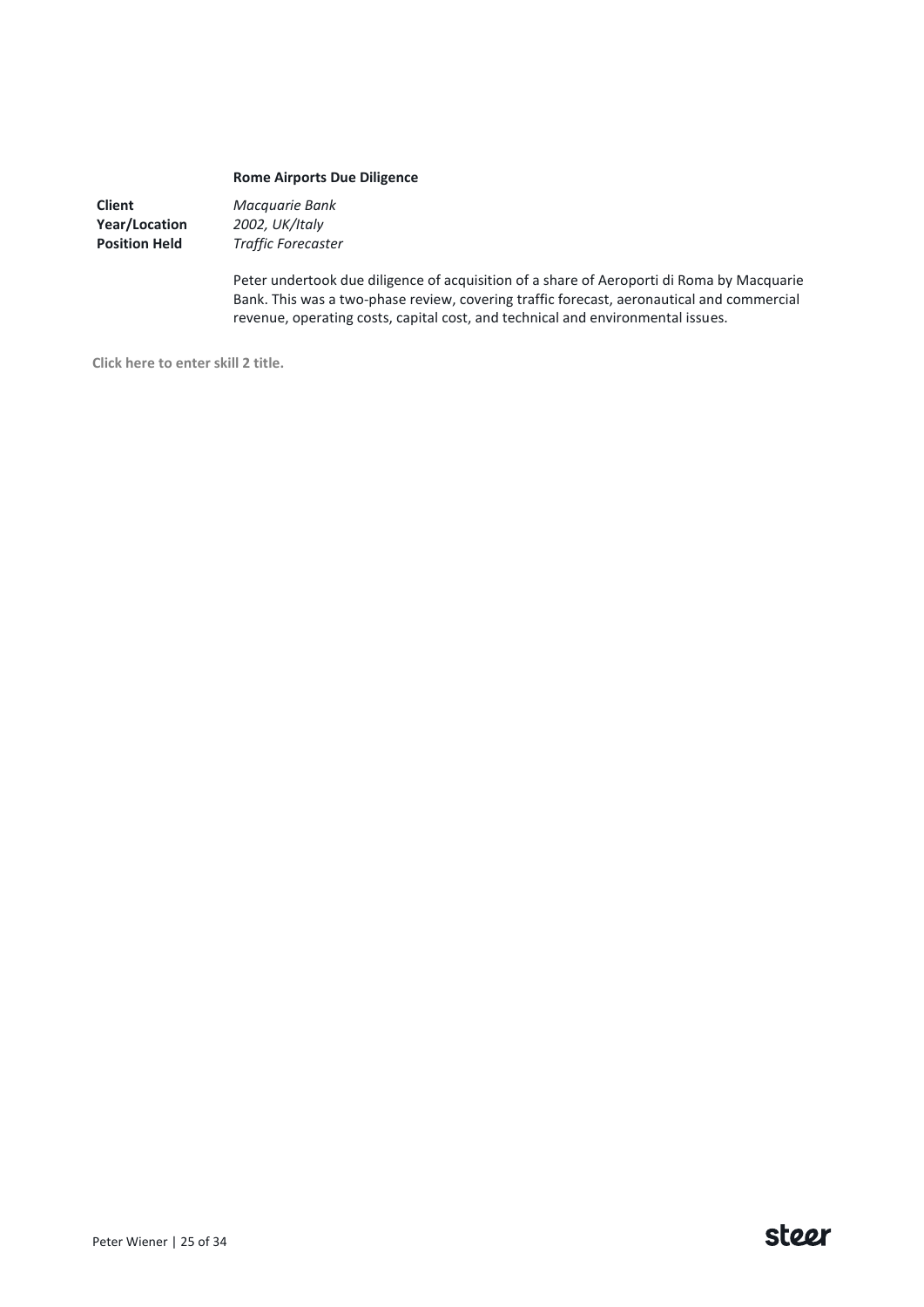**Rome Airports Due Diligence**

**Client** *Macquarie Bank*
**Year/Location** *2002, UK/Italy*
**Position Held** *Traffic Forecaster*

Peter undertook due diligence of acquisition of a share of Aeroporti di Roma by Macquarie Bank. This was a two-phase review, covering traffic forecast, aeronautical and commercial revenue, operating costs, capital cost, and technical and environmental issues.

**Click here to enter skill 2 title.**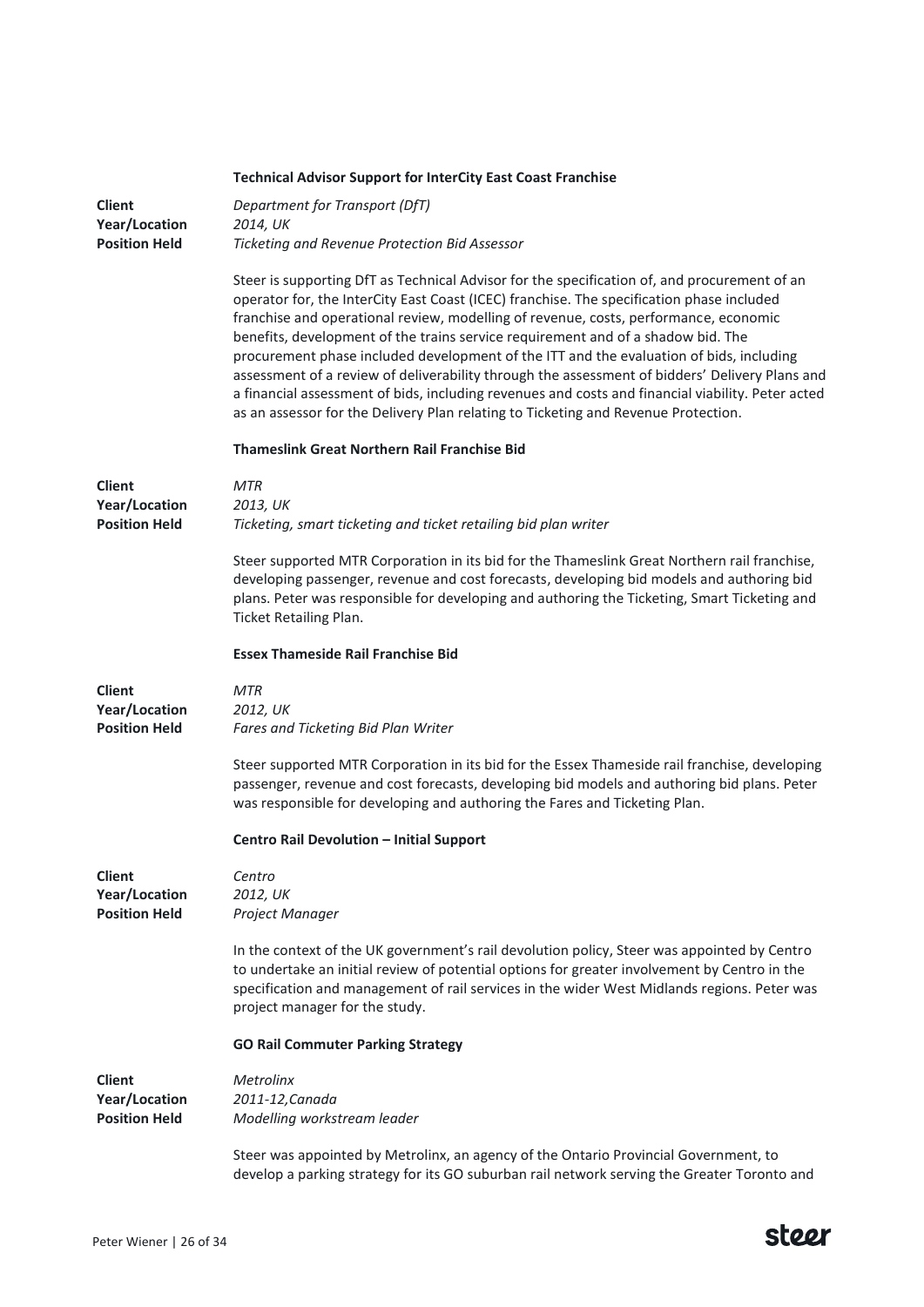### Technical Advisor Support for InterCity East Coast Franchise

**Client** *Department for Transport (DfT)*
**Year/Location** *2014, UK*
**Position Held** *Ticketing and Revenue Protection Bid Assessor*

Steer is supporting DfT as Technical Advisor for the specification of, and procurement of an operator for, the InterCity East Coast (ICEC) franchise. The specification phase included franchise and operational review, modelling of revenue, costs, performance, economic benefits, development of the trains service requirement and of a shadow bid. The procurement phase included development of the ITT and the evaluation of bids, including assessment of a review of deliverability through the assessment of bidders' Delivery Plans and a financial assessment of bids, including revenues and costs and financial viability. Peter acted as an assessor for the Delivery Plan relating to Ticketing and Revenue Protection.

### Thameslink Great Northern Rail Franchise Bid

**Client** *MTR*
**Year/Location** *2013, UK*
**Position Held** *Ticketing, smart ticketing and ticket retailing bid plan writer*

Steer supported MTR Corporation in its bid for the Thameslink Great Northern rail franchise, developing passenger, revenue and cost forecasts, developing bid models and authoring bid plans. Peter was responsible for developing and authoring the Ticketing, Smart Ticketing and Ticket Retailing Plan.

### Essex Thameside Rail Franchise Bid

**Client** *MTR*
**Year/Location** *2012, UK*
**Position Held** *Fares and Ticketing Bid Plan Writer*

Steer supported MTR Corporation in its bid for the Essex Thameside rail franchise, developing passenger, revenue and cost forecasts, developing bid models and authoring bid plans. Peter was responsible for developing and authoring the Fares and Ticketing Plan.

### Centro Rail Devolution – Initial Support

**Client** *Centro*
**Year/Location** *2012, UK*
**Position Held** *Project Manager*

In the context of the UK government's rail devolution policy, Steer was appointed by Centro to undertake an initial review of potential options for greater involvement by Centro in the specification and management of rail services in the wider West Midlands regions. Peter was project manager for the study.

### GO Rail Commuter Parking Strategy

**Client** *Metrolinx*
**Year/Location** *2011-12,Canada*
**Position Held** *Modelling workstream leader*

Steer was appointed by Metrolinx, an agency of the Ontario Provincial Government, to develop a parking strategy for its GO suburban rail network serving the Greater Toronto and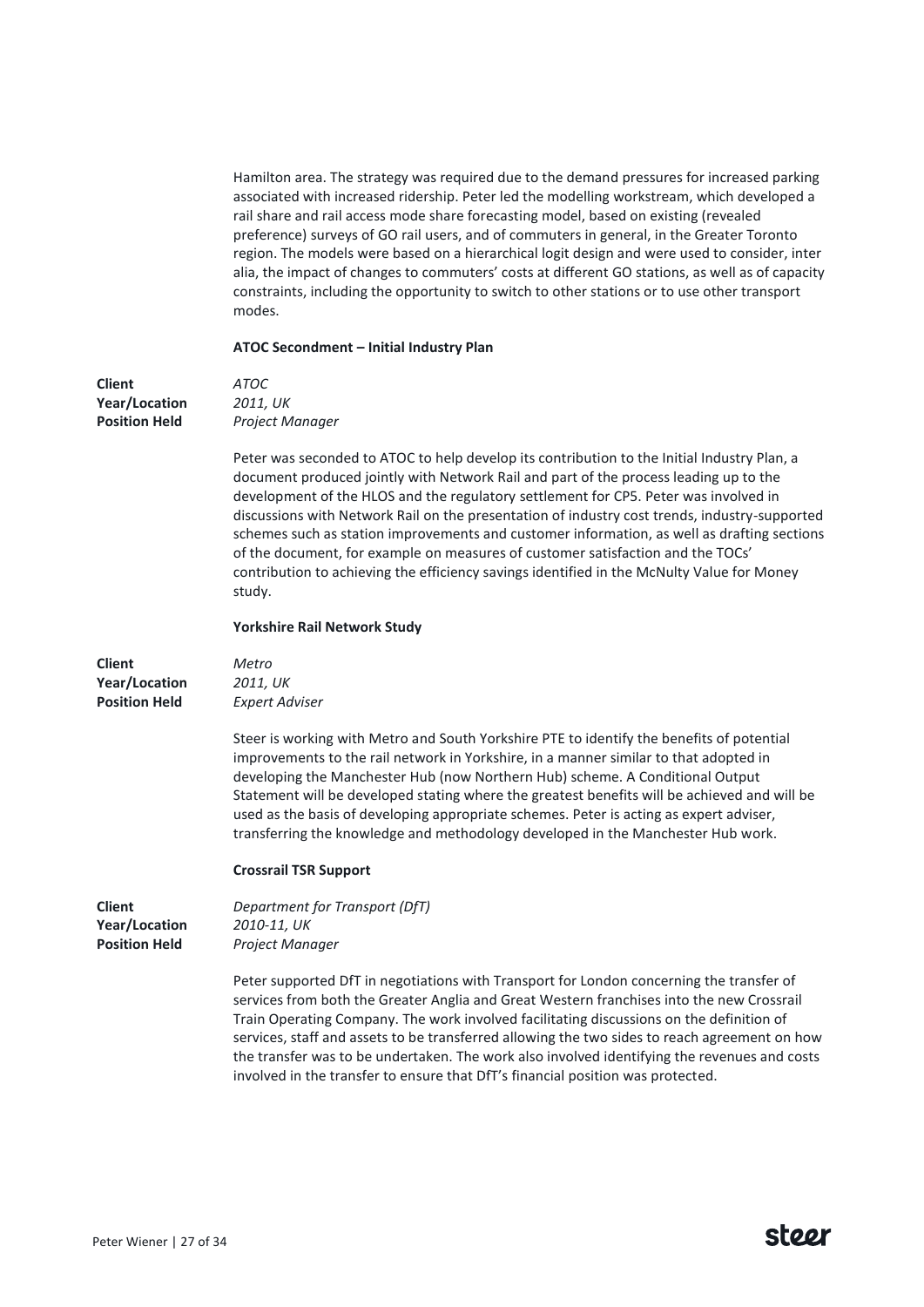Hamilton area. The strategy was required due to the demand pressures for increased parking associated with increased ridership. Peter led the modelling workstream, which developed a rail share and rail access mode share forecasting model, based on existing (revealed preference) surveys of GO rail users, and of commuters in general, in the Greater Toronto region. The models were based on a hierarchical logit design and were used to consider, inter alia, the impact of changes to commuters' costs at different GO stations, as well as of capacity constraints, including the opportunity to switch to other stations or to use other transport modes.

**ATOC Secondment – Initial Industry Plan**

| | |
|---|---|
| **Client** | *ATOC* |
| **Year/Location** | *2011, UK* |
| **Position Held** | *Project Manager* |

Peter was seconded to ATOC to help develop its contribution to the Initial Industry Plan, a document produced jointly with Network Rail and part of the process leading up to the development of the HLOS and the regulatory settlement for CP5. Peter was involved in discussions with Network Rail on the presentation of industry cost trends, industry-supported schemes such as station improvements and customer information, as well as drafting sections of the document, for example on measures of customer satisfaction and the TOCs' contribution to achieving the efficiency savings identified in the McNulty Value for Money study.

**Yorkshire Rail Network Study**

| | |
|---|---|
| **Client** | *Metro* |
| **Year/Location** | *2011, UK* |
| **Position Held** | *Expert Adviser* |

Steer is working with Metro and South Yorkshire PTE to identify the benefits of potential improvements to the rail network in Yorkshire, in a manner similar to that adopted in developing the Manchester Hub (now Northern Hub) scheme. A Conditional Output Statement will be developed stating where the greatest benefits will be achieved and will be used as the basis of developing appropriate schemes. Peter is acting as expert adviser, transferring the knowledge and methodology developed in the Manchester Hub work.

**Crossrail TSR Support**

| | |
|---|---|
| **Client** | *Department for Transport (DfT)* |
| **Year/Location** | *2010-11, UK* |
| **Position Held** | *Project Manager* |

Peter supported DfT in negotiations with Transport for London concerning the transfer of services from both the Greater Anglia and Great Western franchises into the new Crossrail Train Operating Company. The work involved facilitating discussions on the definition of services, staff and assets to be transferred allowing the two sides to reach agreement on how the transfer was to be undertaken. The work also involved identifying the revenues and costs involved in the transfer to ensure that DfT's financial position was protected.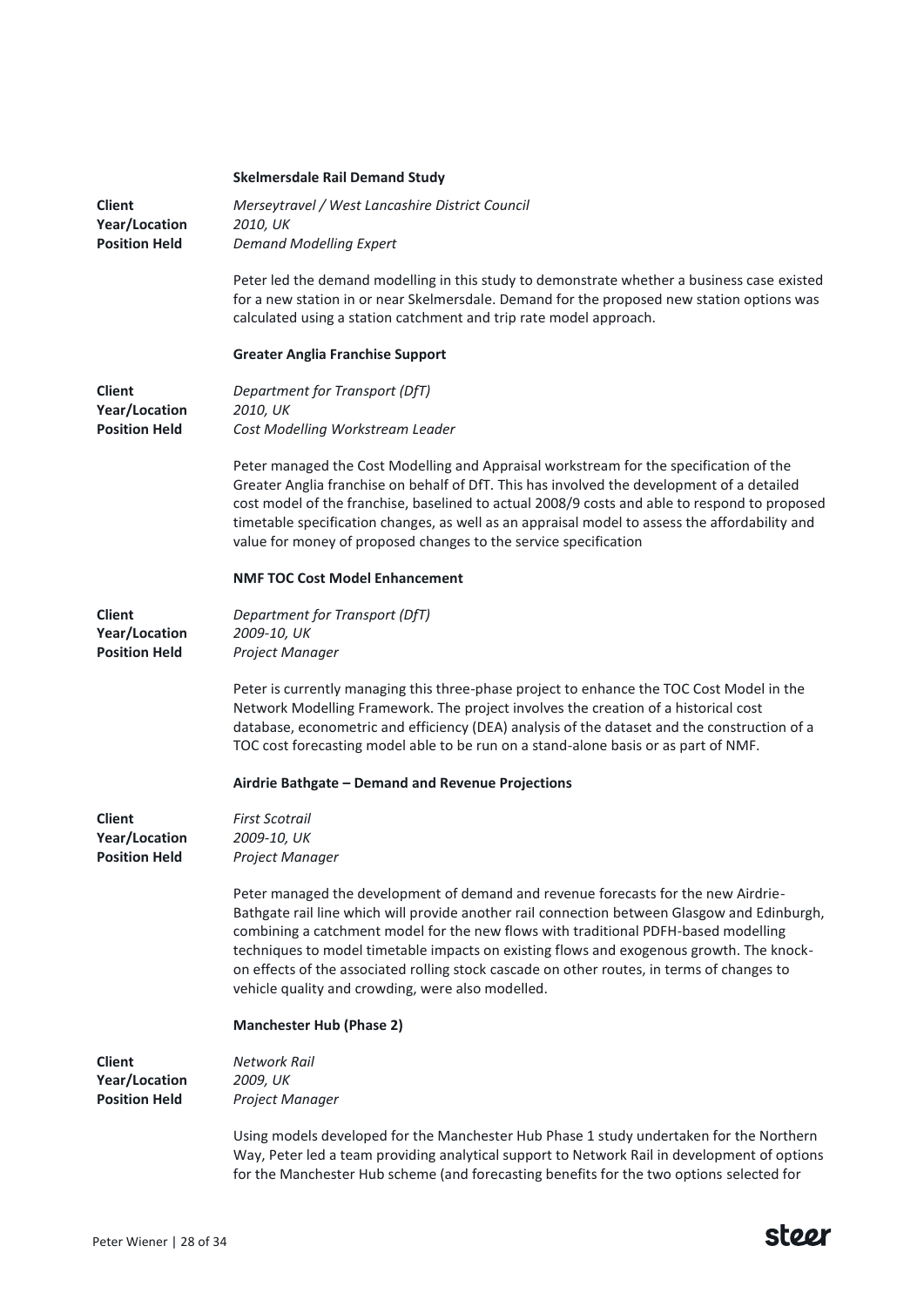**Skelmersdale Rail Demand Study**

**Client** *Merseytravel / West Lancashire District Council*
**Year/Location** *2010, UK*
**Position Held** *Demand Modelling Expert*

Peter led the demand modelling in this study to demonstrate whether a business case existed for a new station in or near Skelmersdale. Demand for the proposed new station options was calculated using a station catchment and trip rate model approach.

**Greater Anglia Franchise Support**

**Client** *Department for Transport (DfT)*
**Year/Location** *2010, UK*
**Position Held** *Cost Modelling Workstream Leader*

Peter managed the Cost Modelling and Appraisal workstream for the specification of the Greater Anglia franchise on behalf of DfT. This has involved the development of a detailed cost model of the franchise, baselined to actual 2008/9 costs and able to respond to proposed timetable specification changes, as well as an appraisal model to assess the affordability and value for money of proposed changes to the service specification

**NMF TOC Cost Model Enhancement**

**Client** *Department for Transport (DfT)*
**Year/Location** *2009-10, UK*
**Position Held** *Project Manager*

Peter is currently managing this three-phase project to enhance the TOC Cost Model in the Network Modelling Framework. The project involves the creation of a historical cost database, econometric and efficiency (DEA) analysis of the dataset and the construction of a TOC cost forecasting model able to be run on a stand-alone basis or as part of NMF.

**Airdrie Bathgate – Demand and Revenue Projections**

**Client** *First Scotrail*
**Year/Location** *2009-10, UK*
**Position Held** *Project Manager*

Peter managed the development of demand and revenue forecasts for the new Airdrie-Bathgate rail line which will provide another rail connection between Glasgow and Edinburgh, combining a catchment model for the new flows with traditional PDFH-based modelling techniques to model timetable impacts on existing flows and exogenous growth. The knock-on effects of the associated rolling stock cascade on other routes, in terms of changes to vehicle quality and crowding, were also modelled.

**Manchester Hub (Phase 2)**

**Client** *Network Rail*
**Year/Location** *2009, UK*
**Position Held** *Project Manager*

Using models developed for the Manchester Hub Phase 1 study undertaken for the Northern Way, Peter led a team providing analytical support to Network Rail in development of options for the Manchester Hub scheme (and forecasting benefits for the two options selected for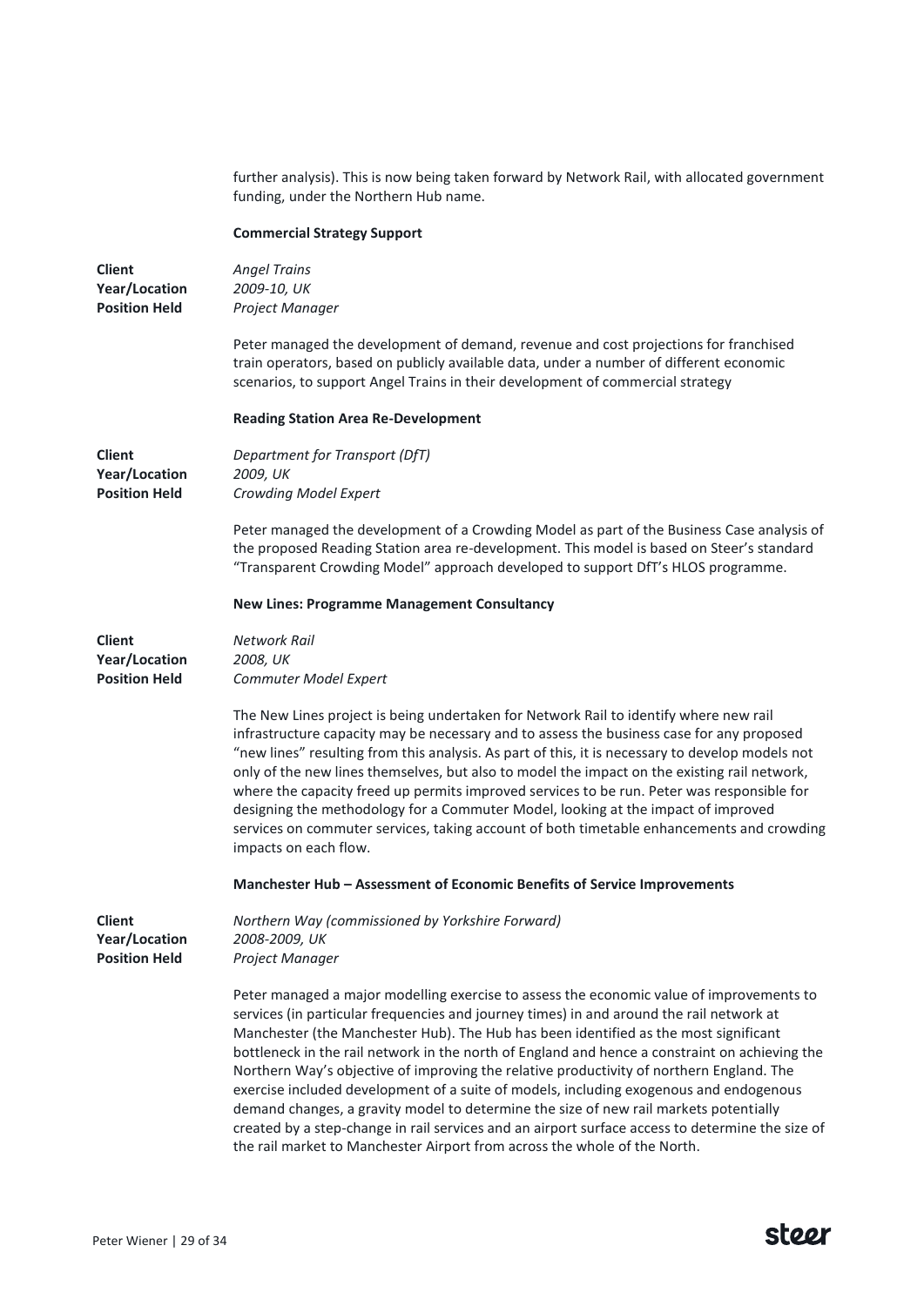further analysis). This is now being taken forward by Network Rail, with allocated government funding, under the Northern Hub name.

**Commercial Strategy Support**

**Client** *Angel Trains*
**Year/Location** *2009-10, UK*
**Position Held** *Project Manager*

Peter managed the development of demand, revenue and cost projections for franchised train operators, based on publicly available data, under a number of different economic scenarios, to support Angel Trains in their development of commercial strategy

**Reading Station Area Re-Development**

**Client** *Department for Transport (DfT)*
**Year/Location** *2009, UK*
**Position Held** *Crowding Model Expert*

Peter managed the development of a Crowding Model as part of the Business Case analysis of the proposed Reading Station area re-development. This model is based on Steer's standard "Transparent Crowding Model" approach developed to support DfT's HLOS programme.

**New Lines: Programme Management Consultancy**

**Client** *Network Rail*
**Year/Location** *2008, UK*
**Position Held** *Commuter Model Expert*

The New Lines project is being undertaken for Network Rail to identify where new rail infrastructure capacity may be necessary and to assess the business case for any proposed "new lines" resulting from this analysis. As part of this, it is necessary to develop models not only of the new lines themselves, but also to model the impact on the existing rail network, where the capacity freed up permits improved services to be run. Peter was responsible for designing the methodology for a Commuter Model, looking at the impact of improved services on commuter services, taking account of both timetable enhancements and crowding impacts on each flow.

**Manchester Hub – Assessment of Economic Benefits of Service Improvements**

**Client** *Northern Way (commissioned by Yorkshire Forward)*
**Year/Location** *2008-2009, UK*
**Position Held** *Project Manager*

Peter managed a major modelling exercise to assess the economic value of improvements to services (in particular frequencies and journey times) in and around the rail network at Manchester (the Manchester Hub). The Hub has been identified as the most significant bottleneck in the rail network in the north of England and hence a constraint on achieving the Northern Way's objective of improving the relative productivity of northern England. The exercise included development of a suite of models, including exogenous and endogenous demand changes, a gravity model to determine the size of new rail markets potentially created by a step-change in rail services and an airport surface access to determine the size of the rail market to Manchester Airport from across the whole of the North.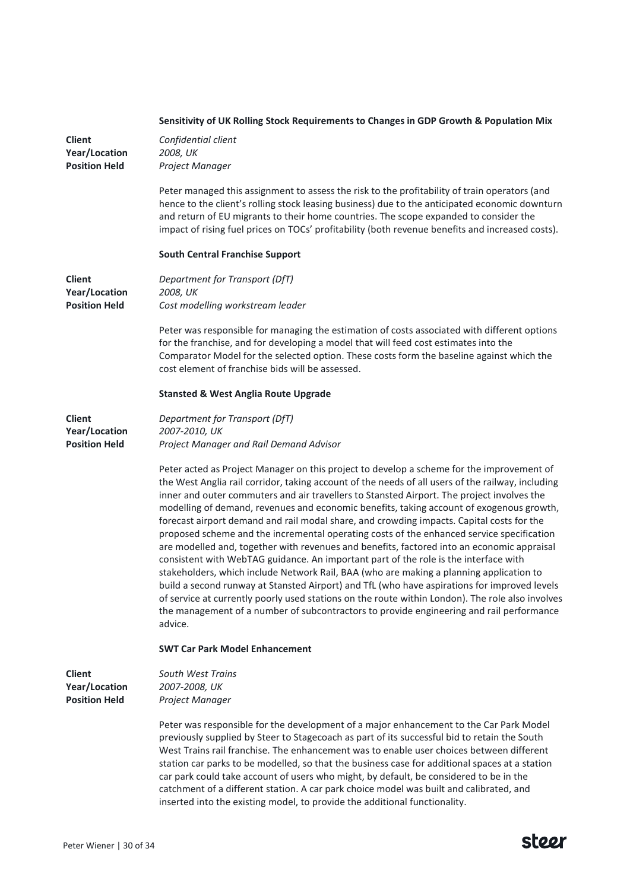**Sensitivity of UK Rolling Stock Requirements to Changes in GDP Growth & Population Mix**

**Client** *Confidential client*
**Year/Location** *2008, UK*
**Position Held** *Project Manager*

Peter managed this assignment to assess the risk to the profitability of train operators (and hence to the client's rolling stock leasing business) due to the anticipated economic downturn and return of EU migrants to their home countries. The scope expanded to consider the impact of rising fuel prices on TOCs' profitability (both revenue benefits and increased costs).

**South Central Franchise Support**

**Client** *Department for Transport (DfT)*
**Year/Location** *2008, UK*
**Position Held** *Cost modelling workstream leader*

Peter was responsible for managing the estimation of costs associated with different options for the franchise, and for developing a model that will feed cost estimates into the Comparator Model for the selected option. These costs form the baseline against which the cost element of franchise bids will be assessed.

**Stansted & West Anglia Route Upgrade**

**Client** *Department for Transport (DfT)*
**Year/Location** *2007-2010, UK*
**Position Held** *Project Manager and Rail Demand Advisor*

Peter acted as Project Manager on this project to develop a scheme for the improvement of the West Anglia rail corridor, taking account of the needs of all users of the railway, including inner and outer commuters and air travellers to Stansted Airport. The project involves the modelling of demand, revenues and economic benefits, taking account of exogenous growth, forecast airport demand and rail modal share, and crowding impacts. Capital costs for the proposed scheme and the incremental operating costs of the enhanced service specification are modelled and, together with revenues and benefits, factored into an economic appraisal consistent with WebTAG guidance. An important part of the role is the interface with stakeholders, which include Network Rail, BAA (who are making a planning application to build a second runway at Stansted Airport) and TfL (who have aspirations for improved levels of service at currently poorly used stations on the route within London). The role also involves the management of a number of subcontractors to provide engineering and rail performance advice.

**SWT Car Park Model Enhancement**

**Client** *South West Trains*
**Year/Location** *2007-2008, UK*
**Position Held** *Project Manager*

Peter was responsible for the development of a major enhancement to the Car Park Model previously supplied by Steer to Stagecoach as part of its successful bid to retain the South West Trains rail franchise. The enhancement was to enable user choices between different station car parks to be modelled, so that the business case for additional spaces at a station car park could take account of users who might, by default, be considered to be in the catchment of a different station. A car park choice model was built and calibrated, and inserted into the existing model, to provide the additional functionality.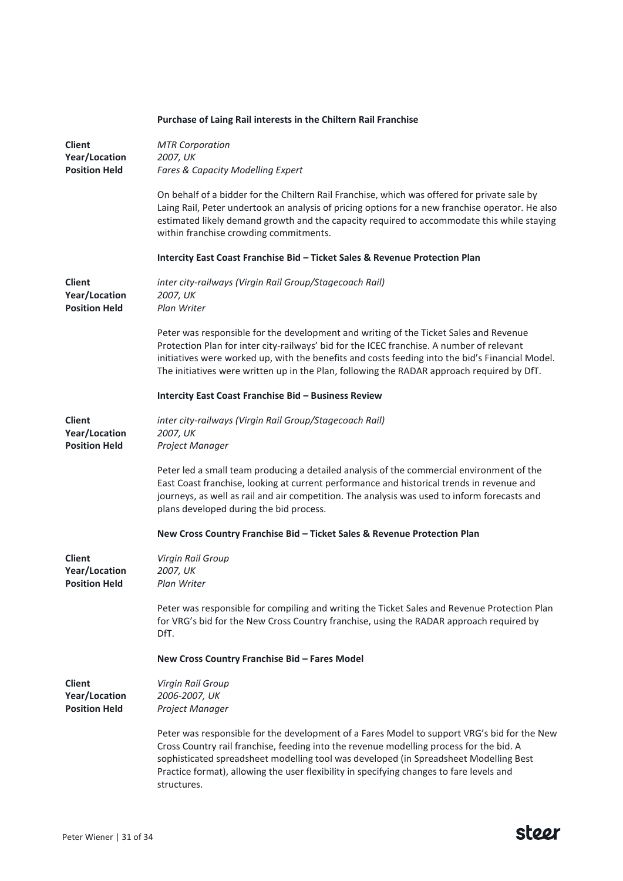**Purchase of Laing Rail interests in the Chiltern Rail Franchise**

**Client** *MTR Corporation*
**Year/Location** *2007, UK*
**Position Held** *Fares & Capacity Modelling Expert*

On behalf of a bidder for the Chiltern Rail Franchise, which was offered for private sale by Laing Rail, Peter undertook an analysis of pricing options for a new franchise operator. He also estimated likely demand growth and the capacity required to accommodate this while staying within franchise crowding commitments.

**Intercity East Coast Franchise Bid – Ticket Sales & Revenue Protection Plan**

**Client** *inter city-railways (Virgin Rail Group/Stagecoach Rail)*
**Year/Location** *2007, UK*
**Position Held** *Plan Writer*

Peter was responsible for the development and writing of the Ticket Sales and Revenue Protection Plan for inter city-railways' bid for the ICEC franchise. A number of relevant initiatives were worked up, with the benefits and costs feeding into the bid's Financial Model. The initiatives were written up in the Plan, following the RADAR approach required by DfT.

**Intercity East Coast Franchise Bid – Business Review**

**Client** *inter city-railways (Virgin Rail Group/Stagecoach Rail)*
**Year/Location** *2007, UK*
**Position Held** *Project Manager*

Peter led a small team producing a detailed analysis of the commercial environment of the East Coast franchise, looking at current performance and historical trends in revenue and journeys, as well as rail and air competition. The analysis was used to inform forecasts and plans developed during the bid process.

**New Cross Country Franchise Bid – Ticket Sales & Revenue Protection Plan**

**Client** *Virgin Rail Group*
**Year/Location** *2007, UK*
**Position Held** *Plan Writer*

Peter was responsible for compiling and writing the Ticket Sales and Revenue Protection Plan for VRG's bid for the New Cross Country franchise, using the RADAR approach required by DfT.

**New Cross Country Franchise Bid – Fares Model**

**Client** *Virgin Rail Group*
**Year/Location** *2006-2007, UK*
**Position Held** *Project Manager*

Peter was responsible for the development of a Fares Model to support VRG's bid for the New Cross Country rail franchise, feeding into the revenue modelling process for the bid. A sophisticated spreadsheet modelling tool was developed (in Spreadsheet Modelling Best Practice format), allowing the user flexibility in specifying changes to fare levels and structures.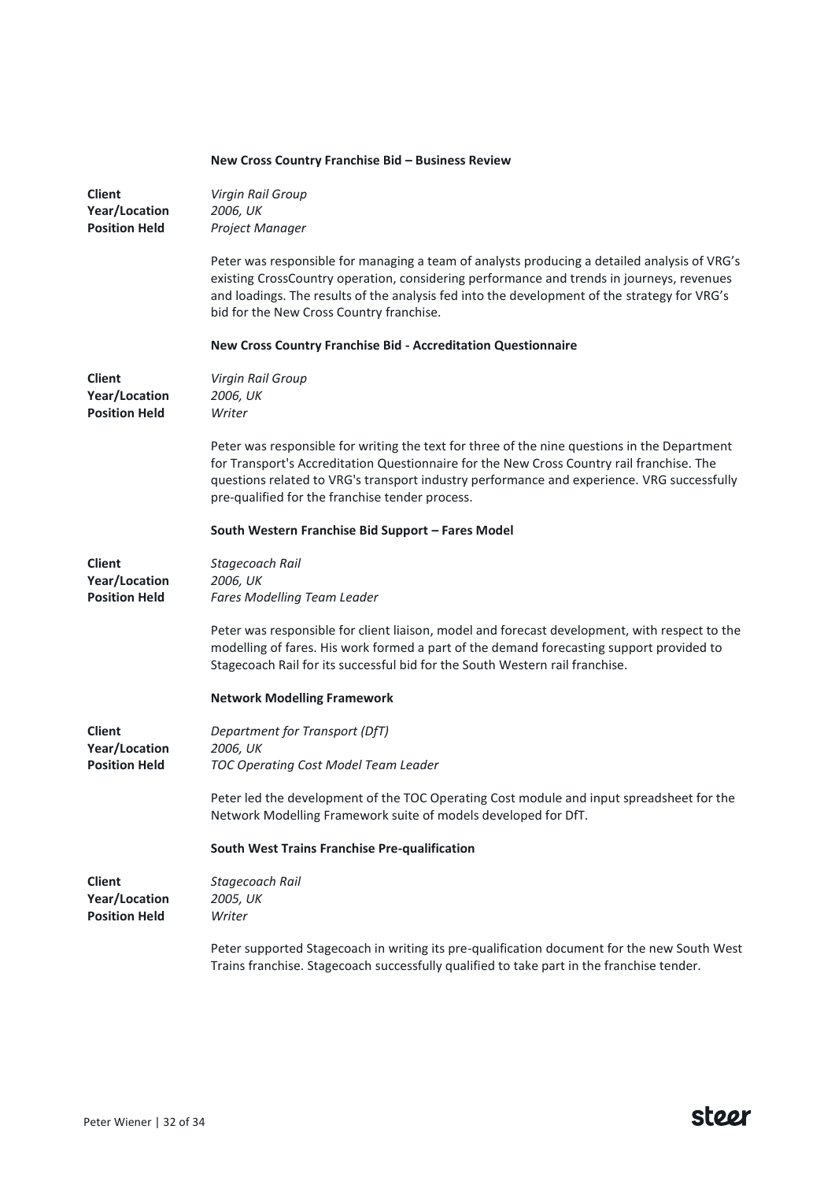**New Cross Country Franchise Bid – Business Review**

**Client** *Virgin Rail Group*
**Year/Location** *2006, UK*
**Position Held** *Project Manager*

Peter was responsible for managing a team of analysts producing a detailed analysis of VRG's existing CrossCountry operation, considering performance and trends in journeys, revenues and loadings. The results of the analysis fed into the development of the strategy for VRG's bid for the New Cross Country franchise.

**New Cross Country Franchise Bid - Accreditation Questionnaire**

**Client** *Virgin Rail Group*
**Year/Location** *2006, UK*
**Position Held** *Writer*

Peter was responsible for writing the text for three of the nine questions in the Department for Transport's Accreditation Questionnaire for the New Cross Country rail franchise. The questions related to VRG's transport industry performance and experience. VRG successfully pre-qualified for the franchise tender process.

**South Western Franchise Bid Support – Fares Model**

**Client** *Stagecoach Rail*
**Year/Location** *2006, UK*
**Position Held** *Fares Modelling Team Leader*

Peter was responsible for client liaison, model and forecast development, with respect to the modelling of fares. His work formed a part of the demand forecasting support provided to Stagecoach Rail for its successful bid for the South Western rail franchise.

**Network Modelling Framework**

**Client** *Department for Transport (DfT)*
**Year/Location** *2006, UK*
**Position Held** *TOC Operating Cost Model Team Leader*

Peter led the development of the TOC Operating Cost module and input spreadsheet for the Network Modelling Framework suite of models developed for DfT.

**South West Trains Franchise Pre-qualification**

**Client** *Stagecoach Rail*
**Year/Location** *2005, UK*
**Position Held** *Writer*

Peter supported Stagecoach in writing its pre-qualification document for the new South West Trains franchise. Stagecoach successfully qualified to take part in the franchise tender.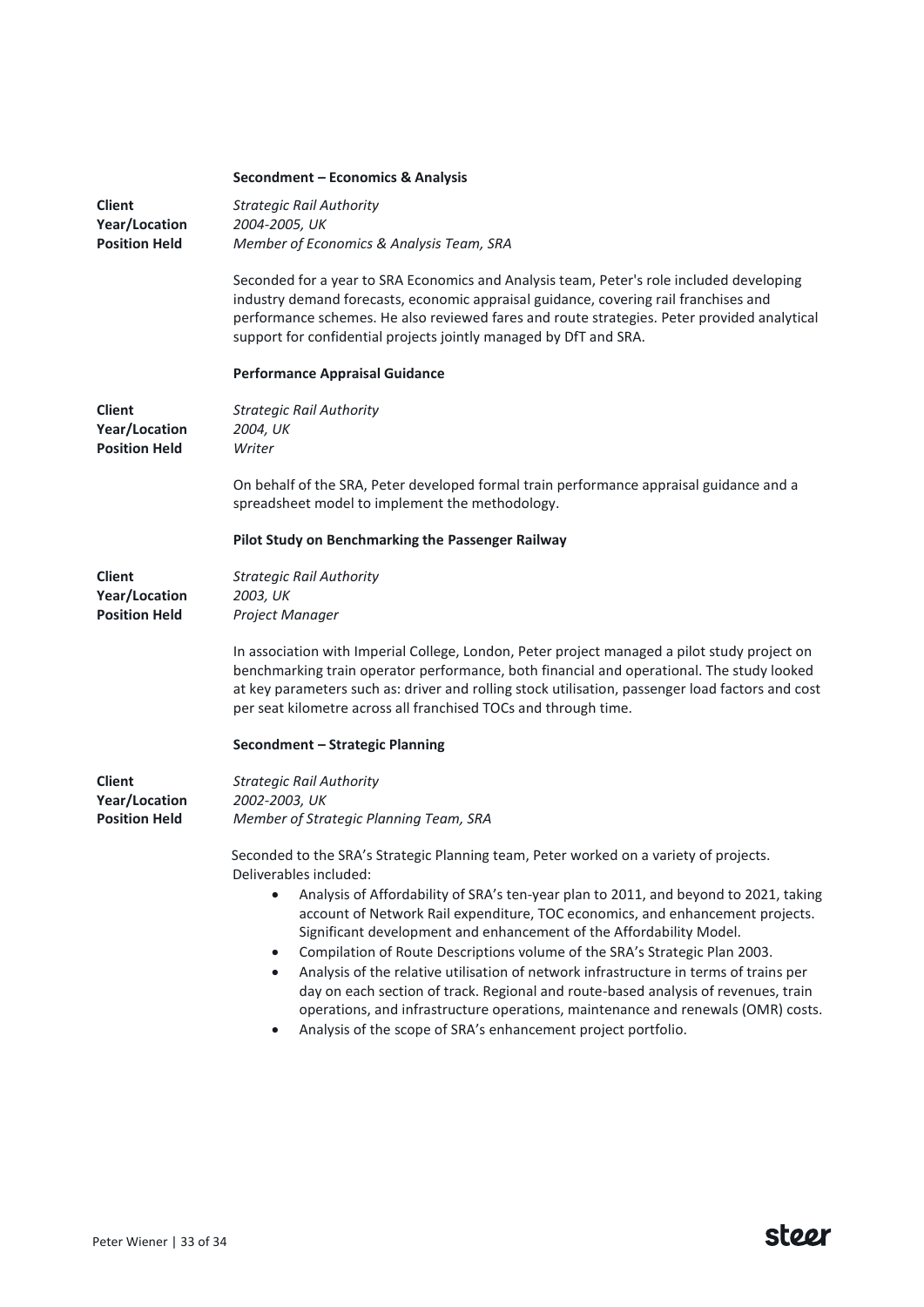**Secondment – Economics & Analysis**

**Client** *Strategic Rail Authority*
**Year/Location** *2004-2005, UK*
**Position Held** *Member of Economics & Analysis Team, SRA*

Seconded for a year to SRA Economics and Analysis team, Peter's role included developing industry demand forecasts, economic appraisal guidance, covering rail franchises and performance schemes. He also reviewed fares and route strategies. Peter provided analytical support for confidential projects jointly managed by DfT and SRA.

**Performance Appraisal Guidance**

**Client** *Strategic Rail Authority*
**Year/Location** *2004, UK*
**Position Held** *Writer*

On behalf of the SRA, Peter developed formal train performance appraisal guidance and a spreadsheet model to implement the methodology.

**Pilot Study on Benchmarking the Passenger Railway**

**Client** *Strategic Rail Authority*
**Year/Location** *2003, UK*
**Position Held** *Project Manager*

In association with Imperial College, London, Peter project managed a pilot study project on benchmarking train operator performance, both financial and operational. The study looked at key parameters such as: driver and rolling stock utilisation, passenger load factors and cost per seat kilometre across all franchised TOCs and through time.

**Secondment – Strategic Planning**

**Client** *Strategic Rail Authority*
**Year/Location** *2002-2003, UK*
**Position Held** *Member of Strategic Planning Team, SRA*

Seconded to the SRA's Strategic Planning team, Peter worked on a variety of projects. Deliverables included:

- Analysis of Affordability of SRA's ten-year plan to 2011, and beyond to 2021, taking account of Network Rail expenditure, TOC economics, and enhancement projects. Significant development and enhancement of the Affordability Model.
- Compilation of Route Descriptions volume of the SRA's Strategic Plan 2003.
- Analysis of the relative utilisation of network infrastructure in terms of trains per day on each section of track. Regional and route-based analysis of revenues, train operations, and infrastructure operations, maintenance and renewals (OMR) costs.
- Analysis of the scope of SRA's enhancement project portfolio.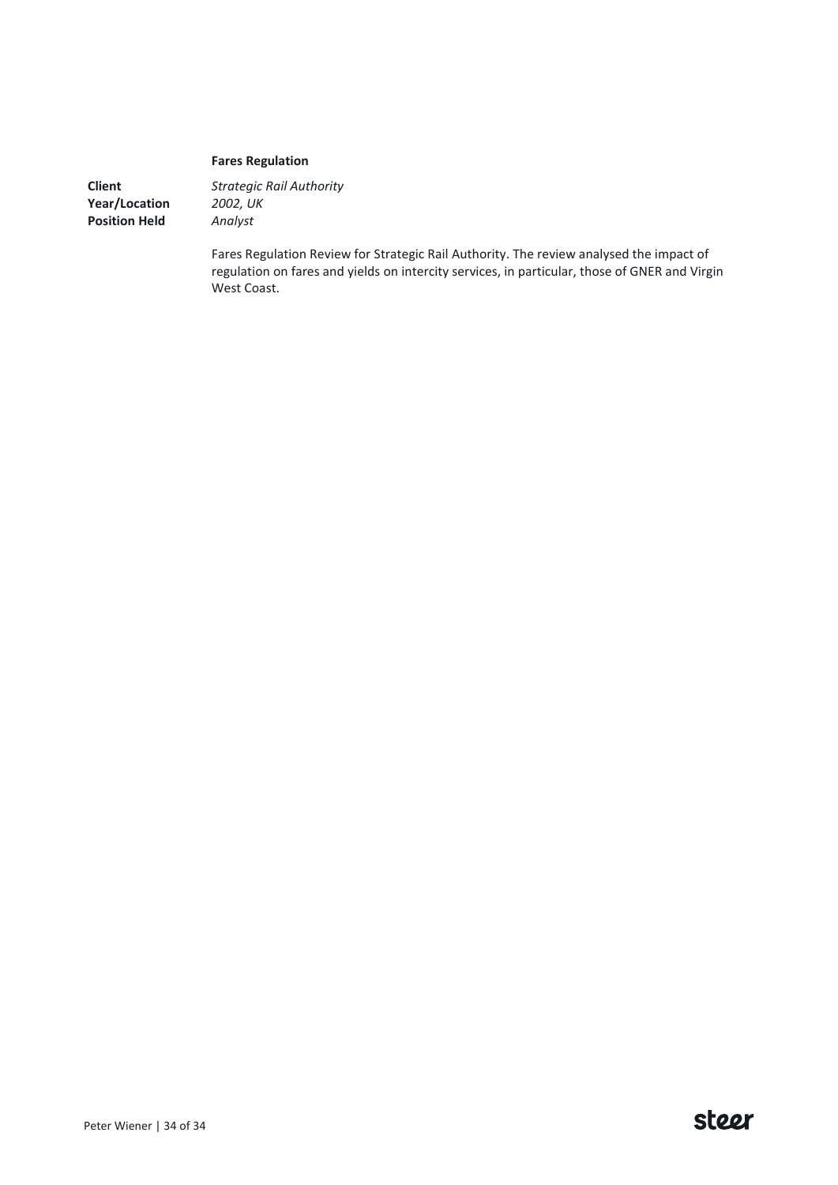**Fares Regulation**

**Client** *Strategic Rail Authority*
**Year/Location** *2002, UK*
**Position Held** *Analyst*

Fares Regulation Review for Strategic Rail Authority. The review analysed the impact of regulation on fares and yields on intercity services, in particular, those of GNER and Virgin West Coast.